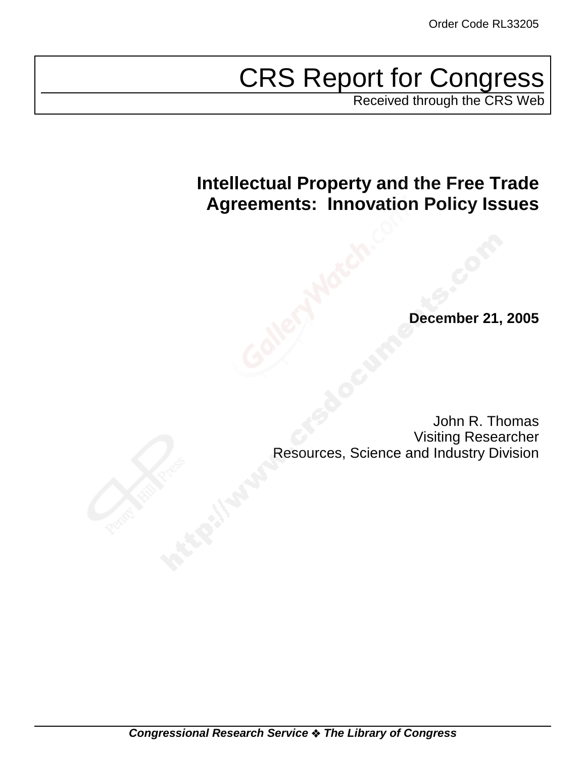Order Code RL33205

# CRS Report for Congress

Received through the CRS Web

## Intellectual Property and the Free Trade Agreements: Innovation Policy Issues

**December 21, 2005**

John R. Thomas
Visiting Researcher
Resources, Science and Industry Division

***Congressional Research Service ❖ The Library of Congress***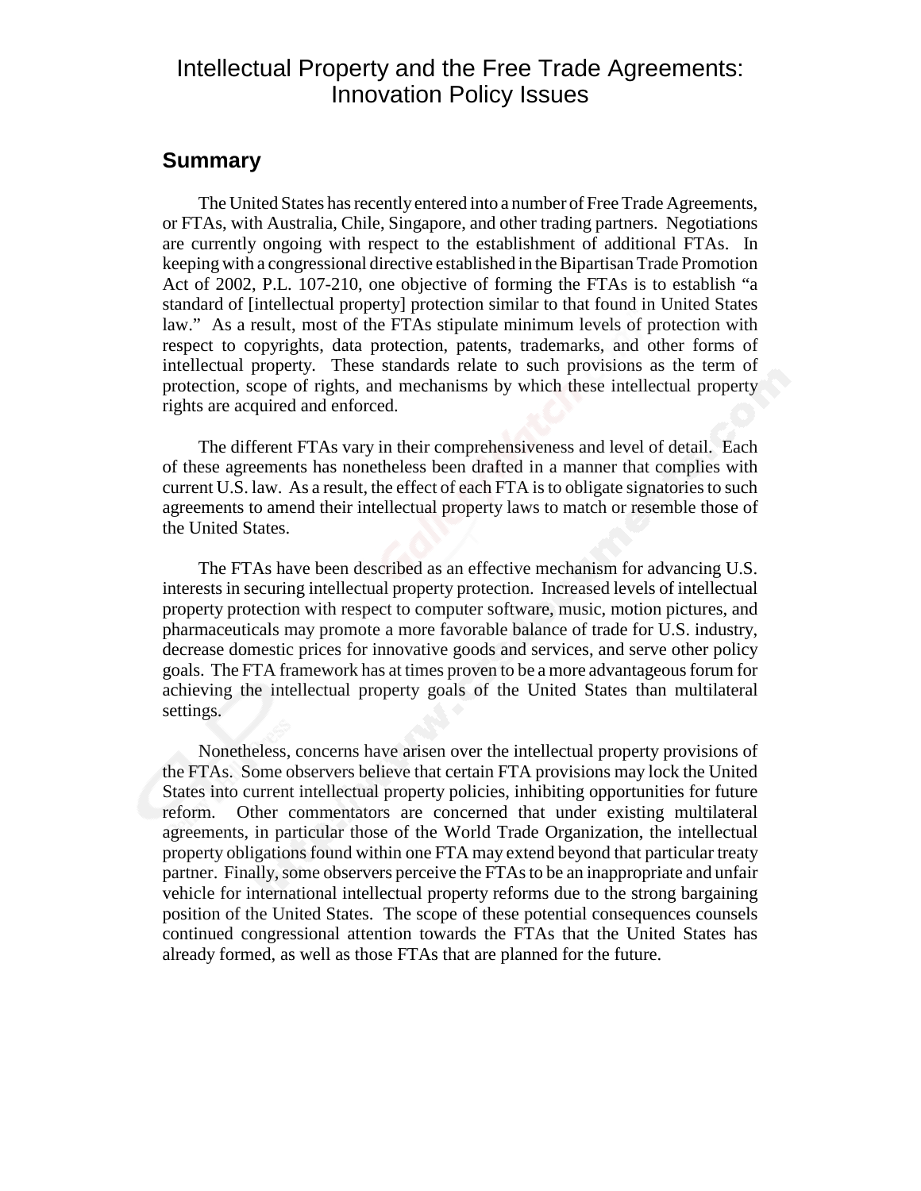# Intellectual Property and the Free Trade Agreements: Innovation Policy Issues

## Summary

The United States has recently entered into a number of Free Trade Agreements, or FTAs, with Australia, Chile, Singapore, and other trading partners. Negotiations are currently ongoing with respect to the establishment of additional FTAs. In keeping with a congressional directive established in the Bipartisan Trade Promotion Act of 2002, P.L. 107-210, one objective of forming the FTAs is to establish "a standard of [intellectual property] protection similar to that found in United States law." As a result, most of the FTAs stipulate minimum levels of protection with respect to copyrights, data protection, patents, trademarks, and other forms of intellectual property. These standards relate to such provisions as the term of protection, scope of rights, and mechanisms by which these intellectual property rights are acquired and enforced.

The different FTAs vary in their comprehensiveness and level of detail. Each of these agreements has nonetheless been drafted in a manner that complies with current U.S. law. As a result, the effect of each FTA is to obligate signatories to such agreements to amend their intellectual property laws to match or resemble those of the United States.

The FTAs have been described as an effective mechanism for advancing U.S. interests in securing intellectual property protection. Increased levels of intellectual property protection with respect to computer software, music, motion pictures, and pharmaceuticals may promote a more favorable balance of trade for U.S. industry, decrease domestic prices for innovative goods and services, and serve other policy goals. The FTA framework has at times proven to be a more advantageous forum for achieving the intellectual property goals of the United States than multilateral settings.

Nonetheless, concerns have arisen over the intellectual property provisions of the FTAs. Some observers believe that certain FTA provisions may lock the United States into current intellectual property policies, inhibiting opportunities for future reform. Other commentators are concerned that under existing multilateral agreements, in particular those of the World Trade Organization, the intellectual property obligations found within one FTA may extend beyond that particular treaty partner. Finally, some observers perceive the FTAs to be an inappropriate and unfair vehicle for international intellectual property reforms due to the strong bargaining position of the United States. The scope of these potential consequences counsels continued congressional attention towards the FTAs that the United States has already formed, as well as those FTAs that are planned for the future.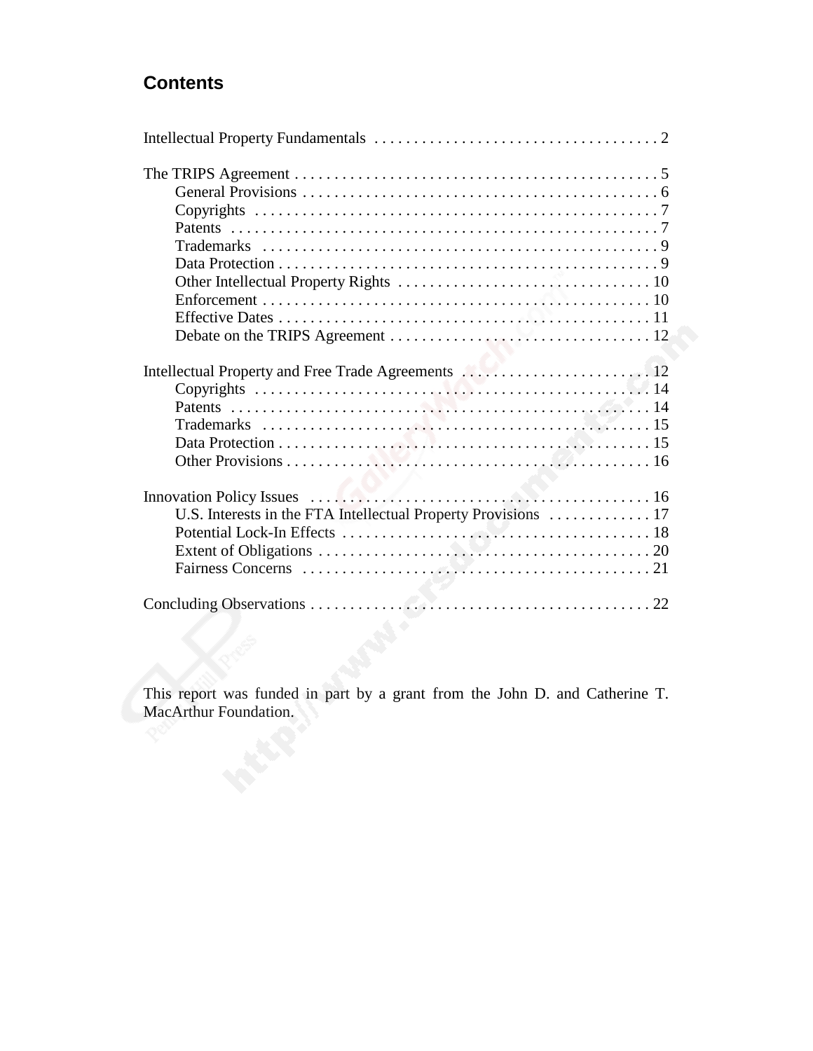## Contents

Intellectual Property Fundamentals . . . . . . . . . . . . . . . . . . . . . . . . . . . . . . . . . . . . 2

The TRIPS Agreement . . . . . . . . . . . . . . . . . . . . . . . . . . . . . . . . . . . . . . . . . . . . . . 5
- General Provisions . . . . . . . . . . . . . . . . . . . . . . . . . . . . . . . . . . . . . . . . . . . . . 6
- Copyrights . . . . . . . . . . . . . . . . . . . . . . . . . . . . . . . . . . . . . . . . . . . . . . . . . . . 7
- Patents . . . . . . . . . . . . . . . . . . . . . . . . . . . . . . . . . . . . . . . . . . . . . . . . . . . . . 7
- Trademarks . . . . . . . . . . . . . . . . . . . . . . . . . . . . . . . . . . . . . . . . . . . . . . . . . . 9
- Data Protection . . . . . . . . . . . . . . . . . . . . . . . . . . . . . . . . . . . . . . . . . . . . . . . . 9
- Other Intellectual Property Rights . . . . . . . . . . . . . . . . . . . . . . . . . . . . . . . . 10
- Enforcement . . . . . . . . . . . . . . . . . . . . . . . . . . . . . . . . . . . . . . . . . . . . . . . . . 10
- Effective Dates . . . . . . . . . . . . . . . . . . . . . . . . . . . . . . . . . . . . . . . . . . . . . . . 11
- Debate on the TRIPS Agreement . . . . . . . . . . . . . . . . . . . . . . . . . . . . . . . . . 12

Intellectual Property and Free Trade Agreements . . . . . . . . . . . . . . . . . . . . . . . . 12
- Copyrights . . . . . . . . . . . . . . . . . . . . . . . . . . . . . . . . . . . . . . . . . . . . . . . . . . 14
- Patents . . . . . . . . . . . . . . . . . . . . . . . . . . . . . . . . . . . . . . . . . . . . . . . . . . . . 14
- Trademarks . . . . . . . . . . . . . . . . . . . . . . . . . . . . . . . . . . . . . . . . . . . . . . . . . 15
- Data Protection . . . . . . . . . . . . . . . . . . . . . . . . . . . . . . . . . . . . . . . . . . . . . . . 15
- Other Provisions . . . . . . . . . . . . . . . . . . . . . . . . . . . . . . . . . . . . . . . . . . . . . . 16

Innovation Policy Issues . . . . . . . . . . . . . . . . . . . . . . . . . . . . . . . . . . . . . . . . . . 16
- U.S. Interests in the FTA Intellectual Property Provisions . . . . . . . . . . . . . 17
- Potential Lock-In Effects . . . . . . . . . . . . . . . . . . . . . . . . . . . . . . . . . . . . . . . 18
- Extent of Obligations . . . . . . . . . . . . . . . . . . . . . . . . . . . . . . . . . . . . . . . . . . 20
- Fairness Concerns . . . . . . . . . . . . . . . . . . . . . . . . . . . . . . . . . . . . . . . . . . . . 21

Concluding Observations . . . . . . . . . . . . . . . . . . . . . . . . . . . . . . . . . . . . . . . . . . 22

This report was funded in part by a grant from the John D. and Catherine T. MacArthur Foundation.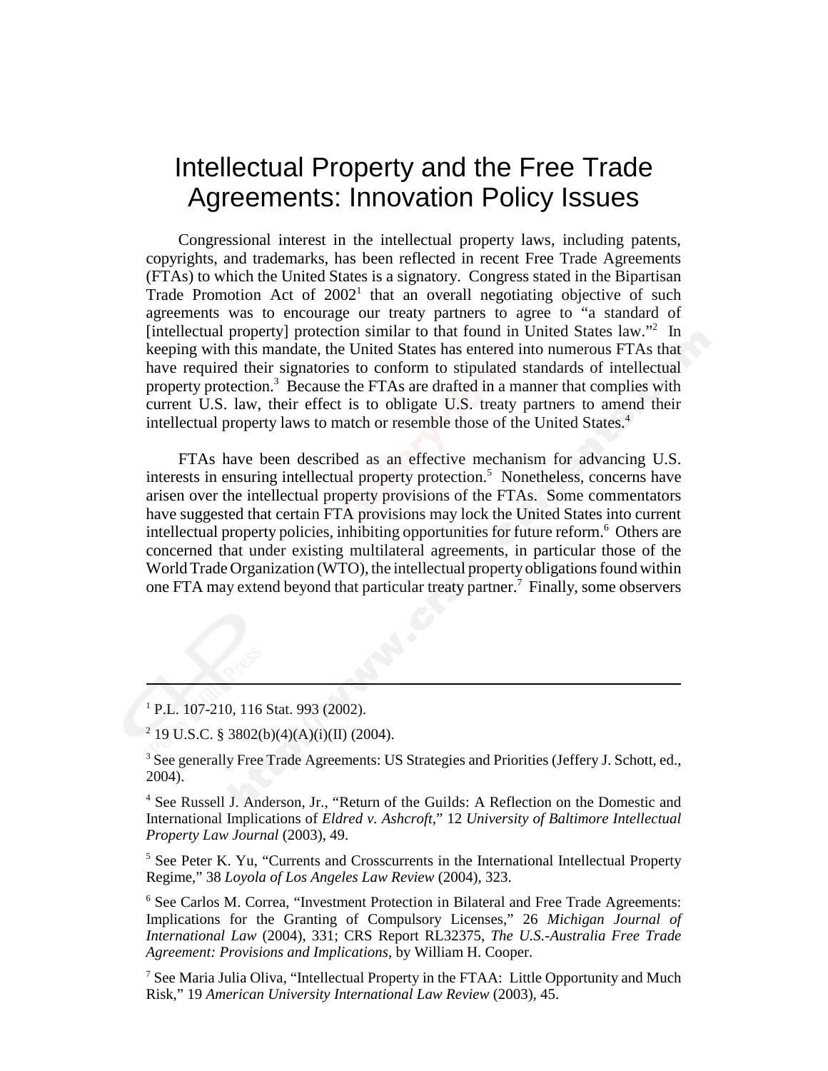# Intellectual Property and the Free Trade Agreements: Innovation Policy Issues

Congressional interest in the intellectual property laws, including patents, copyrights, and trademarks, has been reflected in recent Free Trade Agreements (FTAs) to which the United States is a signatory. Congress stated in the Bipartisan Trade Promotion Act of 2002[1] that an overall negotiating objective of such agreements was to encourage our treaty partners to agree to "a standard of [intellectual property] protection similar to that found in United States law."[2] In keeping with this mandate, the United States has entered into numerous FTAs that have required their signatories to conform to stipulated standards of intellectual property protection.[3] Because the FTAs are drafted in a manner that complies with current U.S. law, their effect is to obligate U.S. treaty partners to amend their intellectual property laws to match or resemble those of the United States.[4]

FTAs have been described as an effective mechanism for advancing U.S. interests in ensuring intellectual property protection.[5] Nonetheless, concerns have arisen over the intellectual property provisions of the FTAs. Some commentators have suggested that certain FTA provisions may lock the United States into current intellectual property policies, inhibiting opportunities for future reform.[6] Others are concerned that under existing multilateral agreements, in particular those of the World Trade Organization (WTO), the intellectual property obligations found within one FTA may extend beyond that particular treaty partner.[7] Finally, some observers

---

[1] P.L. 107-210, 116 Stat. 993 (2002).

[2] 19 U.S.C. § 3802(b)(4)(A)(i)(II) (2004).

[3] See generally Free Trade Agreements: US Strategies and Priorities (Jeffery J. Schott, ed., 2004).

[4] See Russell J. Anderson, Jr., "Return of the Guilds: A Reflection on the Domestic and International Implications of *Eldred v. Ashcroft*," 12 *University of Baltimore Intellectual Property Law Journal* (2003), 49.

[5] See Peter K. Yu, "Currents and Crosscurrents in the International Intellectual Property Regime," 38 *Loyola of Los Angeles Law Review* (2004), 323.

[6] See Carlos M. Correa, "Investment Protection in Bilateral and Free Trade Agreements: Implications for the Granting of Compulsory Licenses," 26 *Michigan Journal of International Law* (2004), 331; CRS Report RL32375, *The U.S.-Australia Free Trade Agreement: Provisions and Implications*, by William H. Cooper.

[7] See Maria Julia Oliva, "Intellectual Property in the FTAA: Little Opportunity and Much Risk," 19 *American University International Law Review* (2003), 45.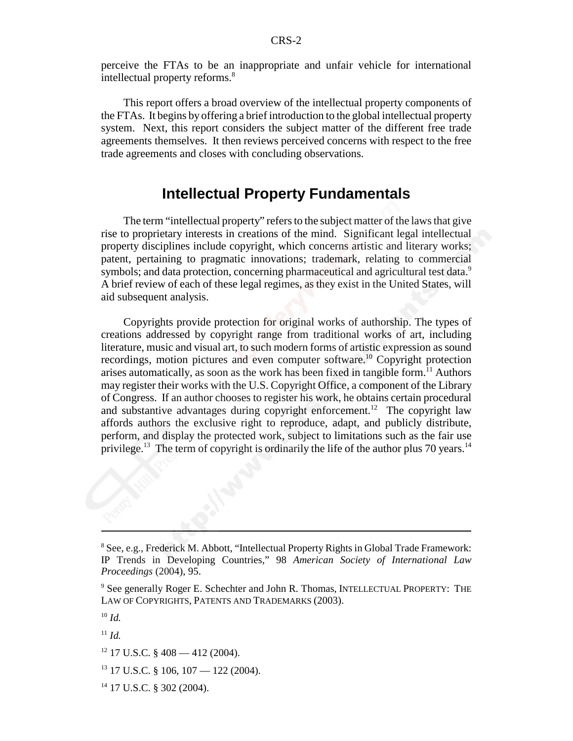perceive the FTAs to be an inappropriate and unfair vehicle for international intellectual property reforms.[8]

This report offers a broad overview of the intellectual property components of the FTAs. It begins by offering a brief introduction to the global intellectual property system. Next, this report considers the subject matter of the different free trade agreements themselves. It then reviews perceived concerns with respect to the free trade agreements and closes with concluding observations.

## Intellectual Property Fundamentals

The term "intellectual property" refers to the subject matter of the laws that give rise to proprietary interests in creations of the mind. Significant legal intellectual property disciplines include copyright, which concerns artistic and literary works; patent, pertaining to pragmatic innovations; trademark, relating to commercial symbols; and data protection, concerning pharmaceutical and agricultural test data.[9] A brief review of each of these legal regimes, as they exist in the United States, will aid subsequent analysis.

Copyrights provide protection for original works of authorship. The types of creations addressed by copyright range from traditional works of art, including literature, music and visual art, to such modern forms of artistic expression as sound recordings, motion pictures and even computer software.[10] Copyright protection arises automatically, as soon as the work has been fixed in tangible form.[11] Authors may register their works with the U.S. Copyright Office, a component of the Library of Congress. If an author chooses to register his work, he obtains certain procedural and substantive advantages during copyright enforcement.[12] The copyright law affords authors the exclusive right to reproduce, adapt, and publicly distribute, perform, and display the protected work, subject to limitations such as the fair use privilege.[13] The term of copyright is ordinarily the life of the author plus 70 years.[14]

---

[8] See, e.g., Frederick M. Abbott, "Intellectual Property Rights in Global Trade Framework: IP Trends in Developing Countries," 98 *American Society of International Law Proceedings* (2004), 95.

[9] See generally Roger E. Schechter and John R. Thomas, INTELLECTUAL PROPERTY: THE LAW OF COPYRIGHTS, PATENTS AND TRADEMARKS (2003).

[10] *Id.*

[11] *Id.*

[12] 17 U.S.C. § 408 — 412 (2004).

[13] 17 U.S.C. § 106, 107 — 122 (2004).

[14] 17 U.S.C. § 302 (2004).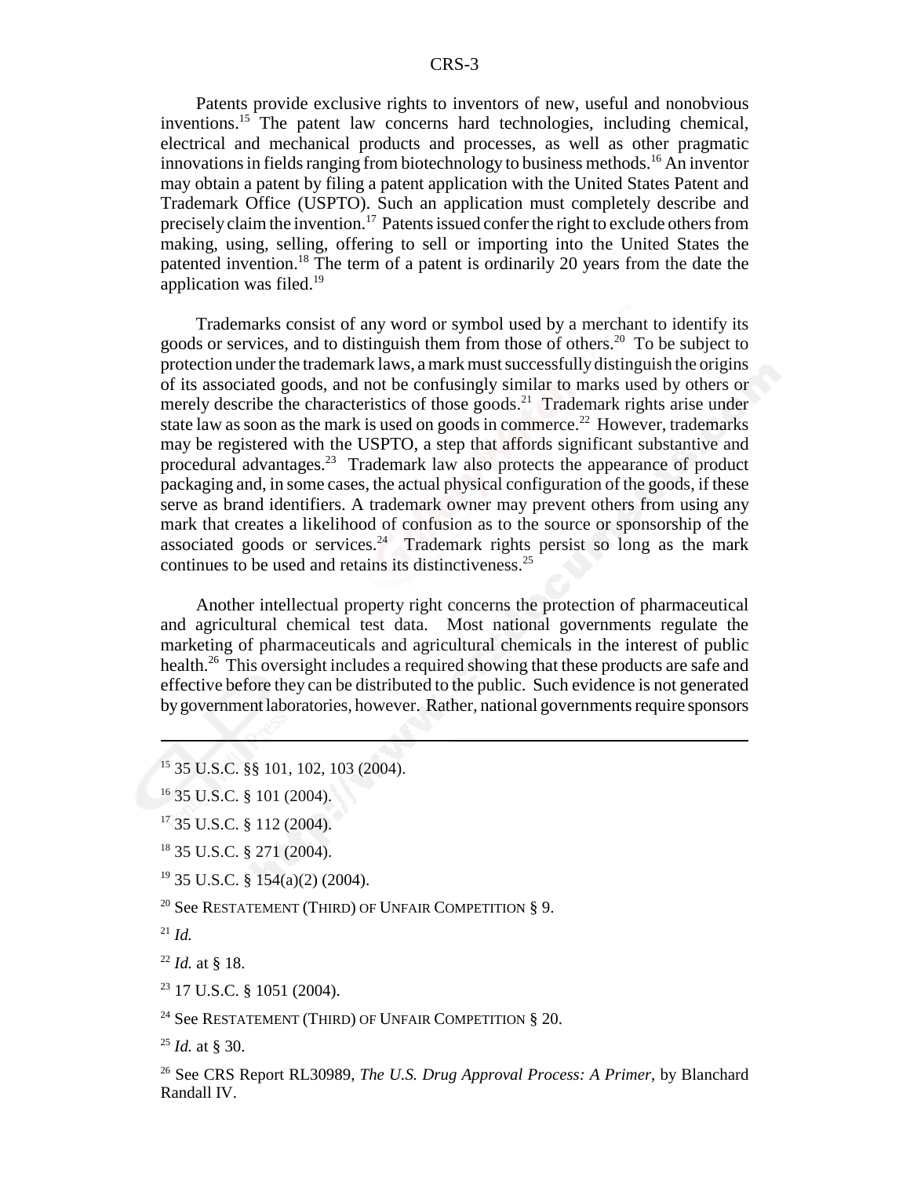Patents provide exclusive rights to inventors of new, useful and nonobvious inventions.[15] The patent law concerns hard technologies, including chemical, electrical and mechanical products and processes, as well as other pragmatic innovations in fields ranging from biotechnology to business methods.[16] An inventor may obtain a patent by filing a patent application with the United States Patent and Trademark Office (USPTO). Such an application must completely describe and precisely claim the invention.[17] Patents issued confer the right to exclude others from making, using, selling, offering to sell or importing into the United States the patented invention.[18] The term of a patent is ordinarily 20 years from the date the application was filed.[19]

Trademarks consist of any word or symbol used by a merchant to identify its goods or services, and to distinguish them from those of others.[20] To be subject to protection under the trademark laws, a mark must successfully distinguish the origins of its associated goods, and not be confusingly similar to marks used by others or merely describe the characteristics of those goods.[21] Trademark rights arise under state law as soon as the mark is used on goods in commerce.[22] However, trademarks may be registered with the USPTO, a step that affords significant substantive and procedural advantages.[23] Trademark law also protects the appearance of product packaging and, in some cases, the actual physical configuration of the goods, if these serve as brand identifiers. A trademark owner may prevent others from using any mark that creates a likelihood of confusion as to the source or sponsorship of the associated goods or services.[24] Trademark rights persist so long as the mark continues to be used and retains its distinctiveness.[25]

Another intellectual property right concerns the protection of pharmaceutical and agricultural chemical test data. Most national governments regulate the marketing of pharmaceuticals and agricultural chemicals in the interest of public health.[26] This oversight includes a required showing that these products are safe and effective before they can be distributed to the public. Such evidence is not generated by government laboratories, however. Rather, national governments require sponsors

---

[15] 35 U.S.C. §§ 101, 102, 103 (2004).

[16] 35 U.S.C. § 101 (2004).

[17] 35 U.S.C. § 112 (2004).

[18] 35 U.S.C. § 271 (2004).

[19] 35 U.S.C. § 154(a)(2) (2004).

[20] See RESTATEMENT (THIRD) OF UNFAIR COMPETITION § 9.

[21] *Id.*

[22] *Id.* at § 18.

[23] 17 U.S.C. § 1051 (2004).

[24] See RESTATEMENT (THIRD) OF UNFAIR COMPETITION § 20.

[25] *Id.* at § 30.

[26] See CRS Report RL30989, *The U.S. Drug Approval Process: A Primer*, by Blanchard Randall IV.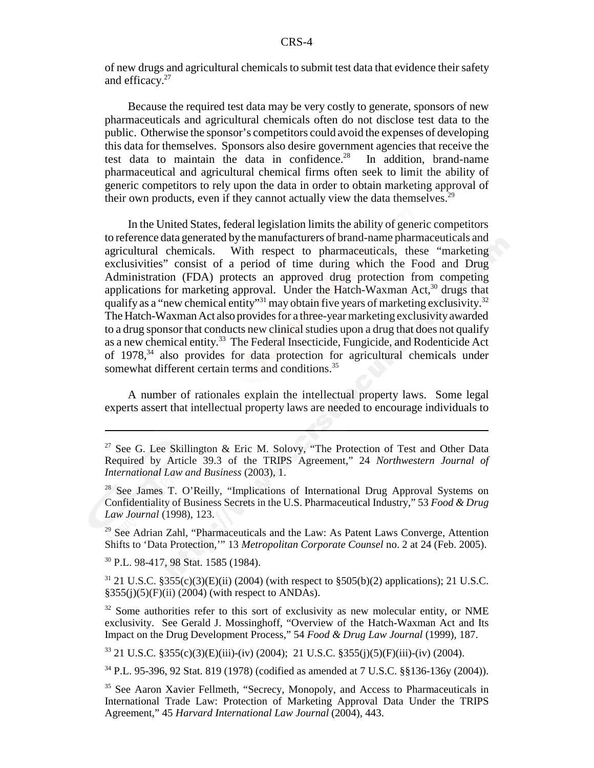of new drugs and agricultural chemicals to submit test data that evidence their safety and efficacy.[27]

Because the required test data may be very costly to generate, sponsors of new pharmaceuticals and agricultural chemicals often do not disclose test data to the public. Otherwise the sponsor's competitors could avoid the expenses of developing this data for themselves. Sponsors also desire government agencies that receive the test data to maintain the data in confidence.[28] In addition, brand-name pharmaceutical and agricultural chemical firms often seek to limit the ability of generic competitors to rely upon the data in order to obtain marketing approval of their own products, even if they cannot actually view the data themselves.[29]

In the United States, federal legislation limits the ability of generic competitors to reference data generated by the manufacturers of brand-name pharmaceuticals and agricultural chemicals. With respect to pharmaceuticals, these "marketing exclusivities" consist of a period of time during which the Food and Drug Administration (FDA) protects an approved drug protection from competing applications for marketing approval. Under the Hatch-Waxman Act,[30] drugs that qualify as a "new chemical entity"[31] may obtain five years of marketing exclusivity.[32] The Hatch-Waxman Act also provides for a three-year marketing exclusivity awarded to a drug sponsor that conducts new clinical studies upon a drug that does not qualify as a new chemical entity.[33] The Federal Insecticide, Fungicide, and Rodenticide Act of 1978,[34] also provides for data protection for agricultural chemicals under somewhat different certain terms and conditions.[35]

A number of rationales explain the intellectual property laws. Some legal experts assert that intellectual property laws are needed to encourage individuals to

---

[27] See G. Lee Skillington & Eric M. Solovy, "The Protection of Test and Other Data Required by Article 39.3 of the TRIPS Agreement," 24 *Northwestern Journal of International Law and Business* (2003), 1.

[28] See James T. O'Reilly, "Implications of International Drug Approval Systems on Confidentiality of Business Secrets in the U.S. Pharmaceutical Industry," 53 *Food & Drug Law Journal* (1998), 123.

[29] See Adrian Zahl, "Pharmaceuticals and the Law: As Patent Laws Converge, Attention Shifts to 'Data Protection,'" 13 *Metropolitan Corporate Counsel* no. 2 at 24 (Feb. 2005).

[30] P.L. 98-417, 98 Stat. 1585 (1984).

[31] 21 U.S.C. §355(c)(3)(E)(ii) (2004) (with respect to §505(b)(2) applications); 21 U.S.C. §355(j)(5)(F)(ii) (2004) (with respect to ANDAs).

[32] Some authorities refer to this sort of exclusivity as new molecular entity, or NME exclusivity. See Gerald J. Mossinghoff, "Overview of the Hatch-Waxman Act and Its Impact on the Drug Development Process," 54 *Food & Drug Law Journal* (1999), 187.

[33] 21 U.S.C. §355(c)(3)(E)(iii)-(iv) (2004); 21 U.S.C. §355(j)(5)(F)(iii)-(iv) (2004).

[34] P.L. 95-396, 92 Stat. 819 (1978) (codified as amended at 7 U.S.C. §§136-136y (2004)).

[35] See Aaron Xavier Fellmeth, "Secrecy, Monopoly, and Access to Pharmaceuticals in International Trade Law: Protection of Marketing Approval Data Under the TRIPS Agreement," 45 *Harvard International Law Journal* (2004), 443.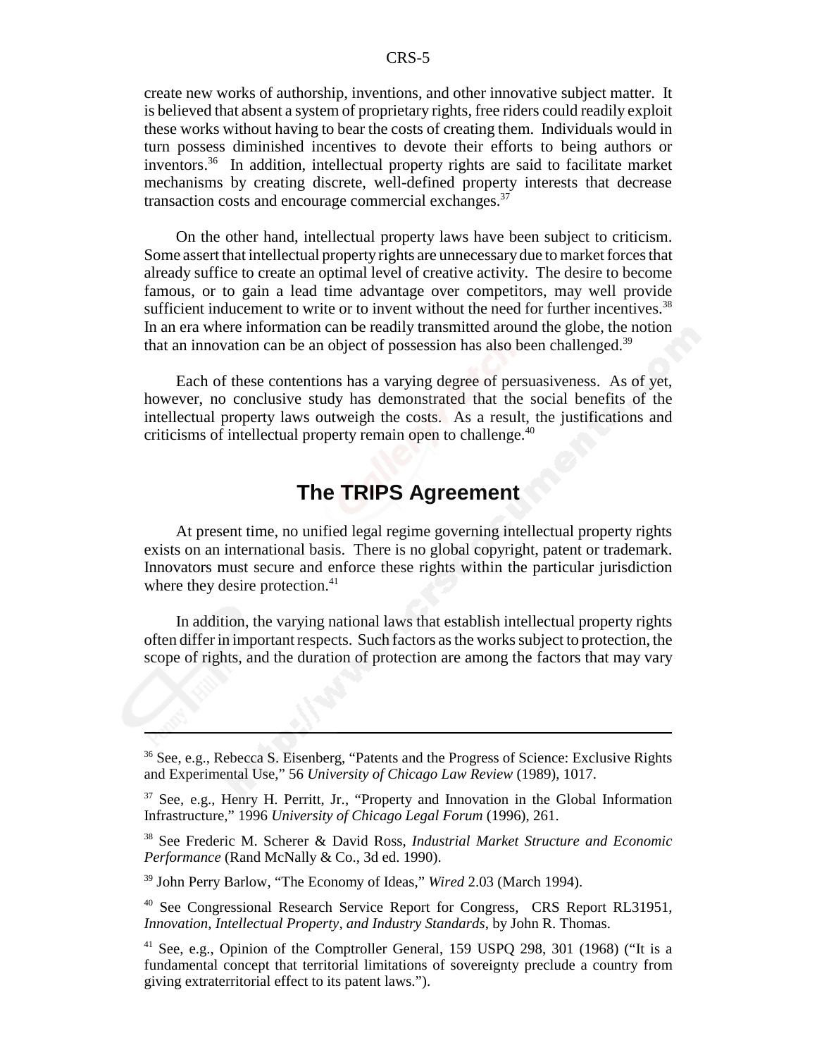create new works of authorship, inventions, and other innovative subject matter. It is believed that absent a system of proprietary rights, free riders could readily exploit these works without having to bear the costs of creating them. Individuals would in turn possess diminished incentives to devote their efforts to being authors or inventors.[36] In addition, intellectual property rights are said to facilitate market mechanisms by creating discrete, well-defined property interests that decrease transaction costs and encourage commercial exchanges.[37]

On the other hand, intellectual property laws have been subject to criticism. Some assert that intellectual property rights are unnecessary due to market forces that already suffice to create an optimal level of creative activity. The desire to become famous, or to gain a lead time advantage over competitors, may well provide sufficient inducement to write or to invent without the need for further incentives.[38] In an era where information can be readily transmitted around the globe, the notion that an innovation can be an object of possession has also been challenged.[39]

Each of these contentions has a varying degree of persuasiveness. As of yet, however, no conclusive study has demonstrated that the social benefits of the intellectual property laws outweigh the costs. As a result, the justifications and criticisms of intellectual property remain open to challenge.[40]

## The TRIPS Agreement

At present time, no unified legal regime governing intellectual property rights exists on an international basis. There is no global copyright, patent or trademark. Innovators must secure and enforce these rights within the particular jurisdiction where they desire protection.[41]

In addition, the varying national laws that establish intellectual property rights often differ in important respects. Such factors as the works subject to protection, the scope of rights, and the duration of protection are among the factors that may vary

---

[36] See, e.g., Rebecca S. Eisenberg, "Patents and the Progress of Science: Exclusive Rights and Experimental Use," 56 *University of Chicago Law Review* (1989), 1017.

[37] See, e.g., Henry H. Perritt, Jr., "Property and Innovation in the Global Information Infrastructure," 1996 *University of Chicago Legal Forum* (1996), 261.

[38] See Frederic M. Scherer & David Ross, *Industrial Market Structure and Economic Performance* (Rand McNally & Co., 3d ed. 1990).

[39] John Perry Barlow, "The Economy of Ideas," *Wired* 2.03 (March 1994).

[40] See Congressional Research Service Report for Congress, CRS Report RL31951, *Innovation, Intellectual Property, and Industry Standards*, by John R. Thomas.

[41] See, e.g., Opinion of the Comptroller General, 159 USPQ 298, 301 (1968) ("It is a fundamental concept that territorial limitations of sovereignty preclude a country from giving extraterritorial effect to its patent laws.").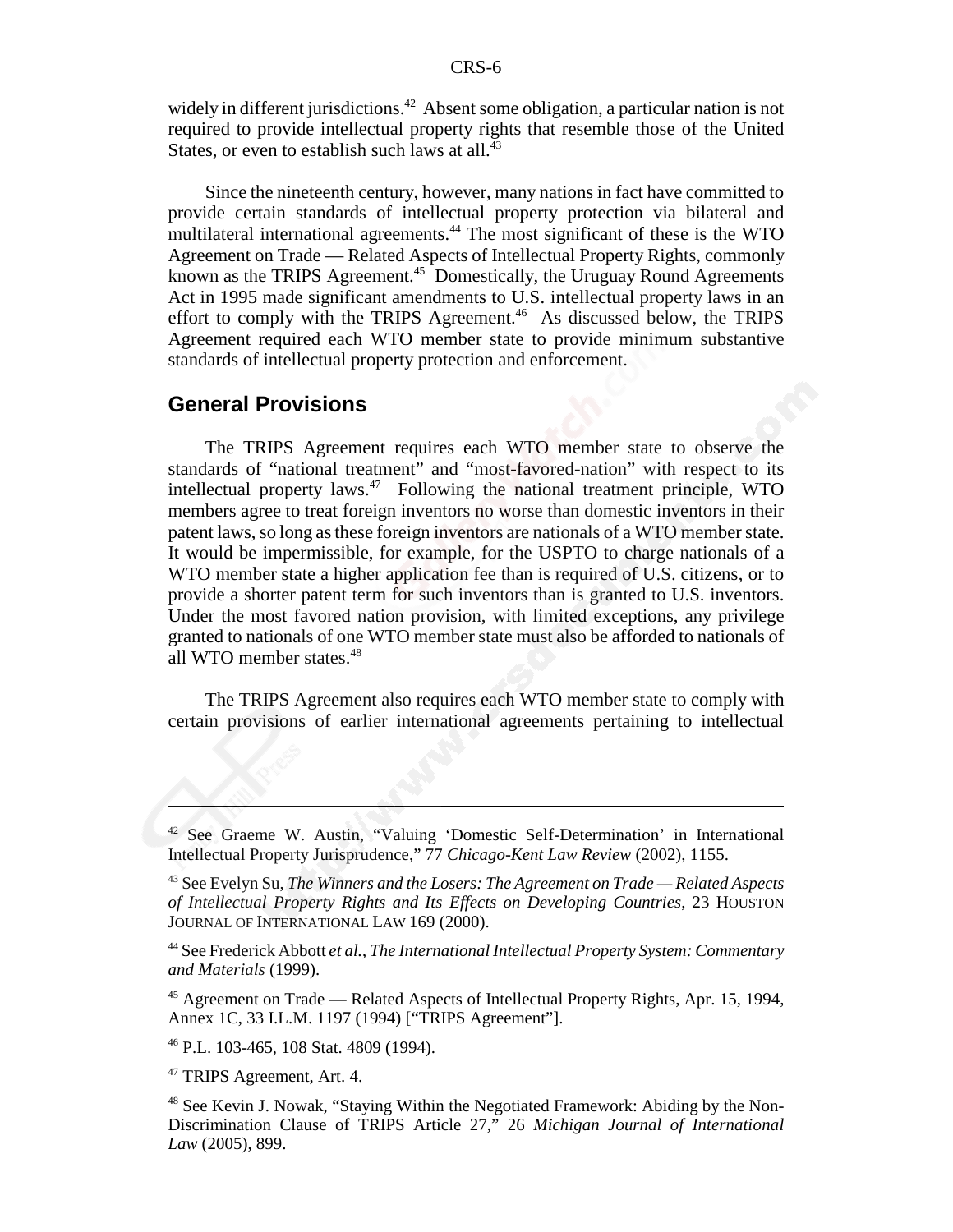widely in different jurisdictions.[42] Absent some obligation, a particular nation is not required to provide intellectual property rights that resemble those of the United States, or even to establish such laws at all.[43]

Since the nineteenth century, however, many nations in fact have committed to provide certain standards of intellectual property protection via bilateral and multilateral international agreements.[44] The most significant of these is the WTO Agreement on Trade — Related Aspects of Intellectual Property Rights, commonly known as the TRIPS Agreement.[45] Domestically, the Uruguay Round Agreements Act in 1995 made significant amendments to U.S. intellectual property laws in an effort to comply with the TRIPS Agreement.[46] As discussed below, the TRIPS Agreement required each WTO member state to provide minimum substantive standards of intellectual property protection and enforcement.

## General Provisions

The TRIPS Agreement requires each WTO member state to observe the standards of "national treatment" and "most-favored-nation" with respect to its intellectual property laws.[47] Following the national treatment principle, WTO members agree to treat foreign inventors no worse than domestic inventors in their patent laws, so long as these foreign inventors are nationals of a WTO member state. It would be impermissible, for example, for the USPTO to charge nationals of a WTO member state a higher application fee than is required of U.S. citizens, or to provide a shorter patent term for such inventors than is granted to U.S. inventors. Under the most favored nation provision, with limited exceptions, any privilege granted to nationals of one WTO member state must also be afforded to nationals of all WTO member states.[48]

The TRIPS Agreement also requires each WTO member state to comply with certain provisions of earlier international agreements pertaining to intellectual

---

[42] See Graeme W. Austin, "Valuing 'Domestic Self-Determination' in International Intellectual Property Jurisprudence," 77 *Chicago-Kent Law Review* (2002), 1155.

[43] See Evelyn Su, *The Winners and the Losers: The Agreement on Trade — Related Aspects of Intellectual Property Rights and Its Effects on Developing Countries*, 23 HOUSTON JOURNAL OF INTERNATIONAL LAW 169 (2000).

[44] See Frederick Abbott *et al.*, *The International Intellectual Property System: Commentary and Materials* (1999).

[45] Agreement on Trade — Related Aspects of Intellectual Property Rights, Apr. 15, 1994, Annex 1C, 33 I.L.M. 1197 (1994) ["TRIPS Agreement"].

[46] P.L. 103-465, 108 Stat. 4809 (1994).

[47] TRIPS Agreement, Art. 4.

[48] See Kevin J. Nowak, "Staying Within the Negotiated Framework: Abiding by the Non-Discrimination Clause of TRIPS Article 27," 26 *Michigan Journal of International Law* (2005), 899.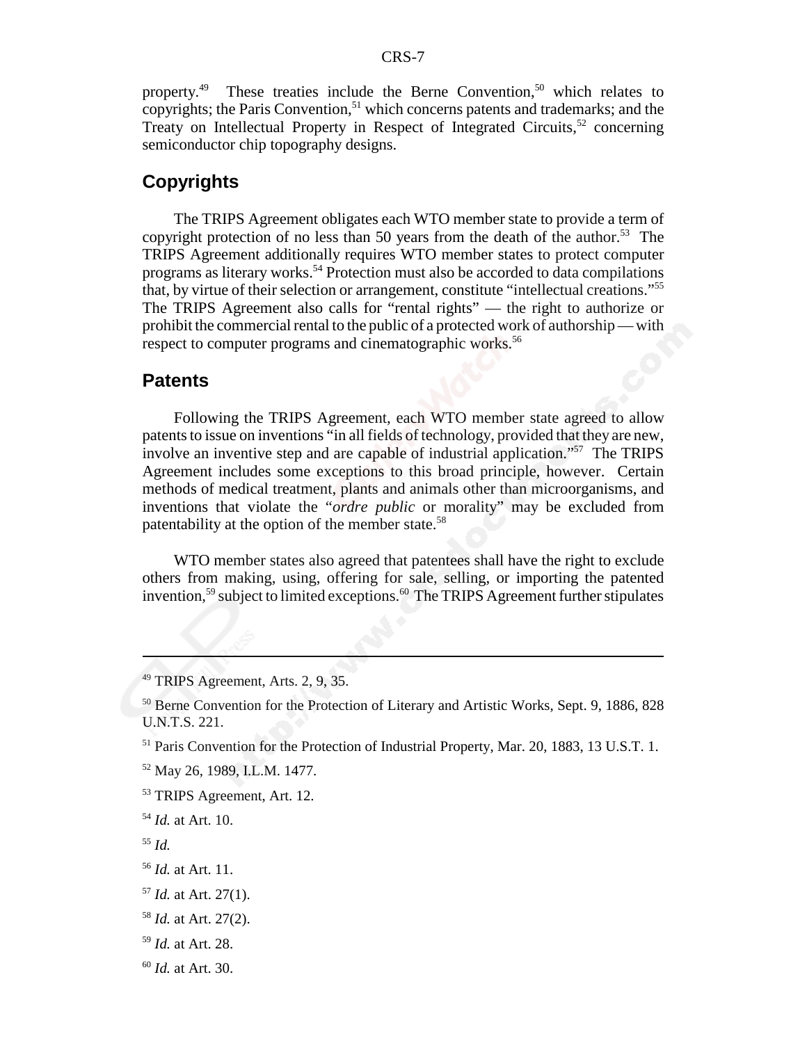property.[49] These treaties include the Berne Convention,[50] which relates to copyrights; the Paris Convention,[51] which concerns patents and trademarks; and the Treaty on Intellectual Property in Respect of Integrated Circuits,[52] concerning semiconductor chip topography designs.

## Copyrights

The TRIPS Agreement obligates each WTO member state to provide a term of copyright protection of no less than 50 years from the death of the author.[53] The TRIPS Agreement additionally requires WTO member states to protect computer programs as literary works.[54] Protection must also be accorded to data compilations that, by virtue of their selection or arrangement, constitute "intellectual creations."[55] The TRIPS Agreement also calls for "rental rights" — the right to authorize or prohibit the commercial rental to the public of a protected work of authorship — with respect to computer programs and cinematographic works.[56]

## Patents

Following the TRIPS Agreement, each WTO member state agreed to allow patents to issue on inventions "in all fields of technology, provided that they are new, involve an inventive step and are capable of industrial application."[57] The TRIPS Agreement includes some exceptions to this broad principle, however. Certain methods of medical treatment, plants and animals other than microorganisms, and inventions that violate the "*ordre public* or morality" may be excluded from patentability at the option of the member state.[58]

WTO member states also agreed that patentees shall have the right to exclude others from making, using, offering for sale, selling, or importing the patented invention,[59] subject to limited exceptions.[60] The TRIPS Agreement further stipulates

---

[49] TRIPS Agreement, Arts. 2, 9, 35.

[50] Berne Convention for the Protection of Literary and Artistic Works, Sept. 9, 1886, 828 U.N.T.S. 221.

[51] Paris Convention for the Protection of Industrial Property, Mar. 20, 1883, 13 U.S.T. 1.

[52] May 26, 1989, I.L.M. 1477.

[53] TRIPS Agreement, Art. 12.

[54] *Id.* at Art. 10.

[55] *Id.*

[56] *Id.* at Art. 11.

[57] *Id.* at Art. 27(1).

[58] *Id.* at Art. 27(2).

[59] *Id.* at Art. 28.

[60] *Id.* at Art. 30.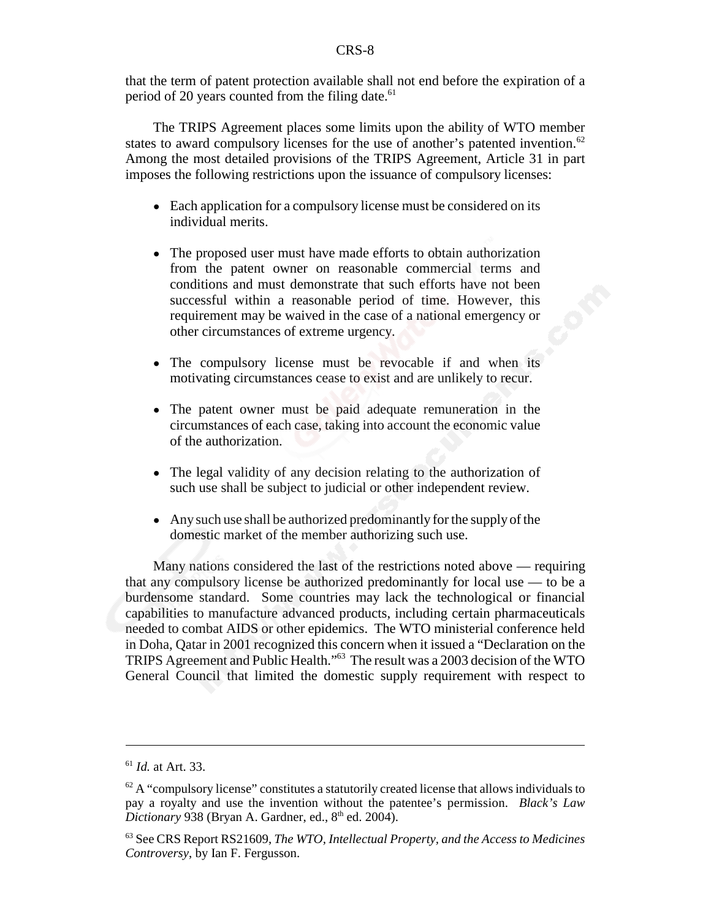that the term of patent protection available shall not end before the expiration of a period of 20 years counted from the filing date.[61]

The TRIPS Agreement places some limits upon the ability of WTO member states to award compulsory licenses for the use of another's patented invention.[62] Among the most detailed provisions of the TRIPS Agreement, Article 31 in part imposes the following restrictions upon the issuance of compulsory licenses:

- Each application for a compulsory license must be considered on its individual merits.
- The proposed user must have made efforts to obtain authorization from the patent owner on reasonable commercial terms and conditions and must demonstrate that such efforts have not been successful within a reasonable period of time. However, this requirement may be waived in the case of a national emergency or other circumstances of extreme urgency.
- The compulsory license must be revocable if and when its motivating circumstances cease to exist and are unlikely to recur.
- The patent owner must be paid adequate remuneration in the circumstances of each case, taking into account the economic value of the authorization.
- The legal validity of any decision relating to the authorization of such use shall be subject to judicial or other independent review.
- Any such use shall be authorized predominantly for the supply of the domestic market of the member authorizing such use.

Many nations considered the last of the restrictions noted above — requiring that any compulsory license be authorized predominantly for local use — to be a burdensome standard. Some countries may lack the technological or financial capabilities to manufacture advanced products, including certain pharmaceuticals needed to combat AIDS or other epidemics. The WTO ministerial conference held in Doha, Qatar in 2001 recognized this concern when it issued a "Declaration on the TRIPS Agreement and Public Health."[63] The result was a 2003 decision of the WTO General Council that limited the domestic supply requirement with respect to

---

[61] *Id.* at Art. 33.

[62] A "compulsory license" constitutes a statutorily created license that allows individuals to pay a royalty and use the invention without the patentee's permission. *Black's Law Dictionary* 938 (Bryan A. Gardner, ed., 8th ed. 2004).

[63] See CRS Report RS21609, *The WTO, Intellectual Property, and the Access to Medicines Controversy*, by Ian F. Fergusson.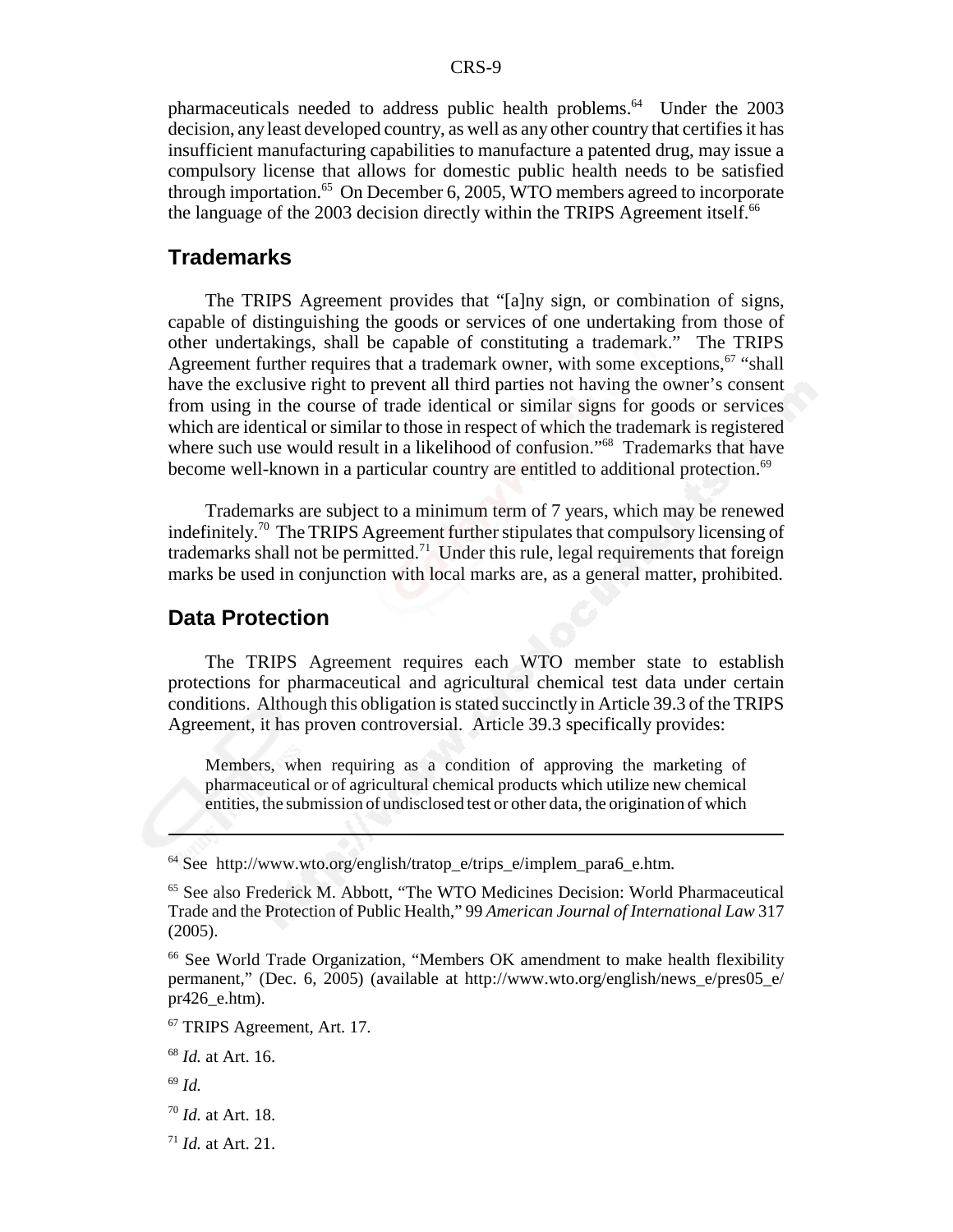pharmaceuticals needed to address public health problems.[64] Under the 2003 decision, any least developed country, as well as any other country that certifies it has insufficient manufacturing capabilities to manufacture a patented drug, may issue a compulsory license that allows for domestic public health needs to be satisfied through importation.[65] On December 6, 2005, WTO members agreed to incorporate the language of the 2003 decision directly within the TRIPS Agreement itself.[66]

## Trademarks

The TRIPS Agreement provides that "[a]ny sign, or combination of signs, capable of distinguishing the goods or services of one undertaking from those of other undertakings, shall be capable of constituting a trademark." The TRIPS Agreement further requires that a trademark owner, with some exceptions,[67] "shall have the exclusive right to prevent all third parties not having the owner's consent from using in the course of trade identical or similar signs for goods or services which are identical or similar to those in respect of which the trademark is registered where such use would result in a likelihood of confusion."[68] Trademarks that have become well-known in a particular country are entitled to additional protection.[69]

Trademarks are subject to a minimum term of 7 years, which may be renewed indefinitely.[70] The TRIPS Agreement further stipulates that compulsory licensing of trademarks shall not be permitted.[71] Under this rule, legal requirements that foreign marks be used in conjunction with local marks are, as a general matter, prohibited.

## Data Protection

The TRIPS Agreement requires each WTO member state to establish protections for pharmaceutical and agricultural chemical test data under certain conditions. Although this obligation is stated succinctly in Article 39.3 of the TRIPS Agreement, it has proven controversial. Article 39.3 specifically provides:

> Members, when requiring as a condition of approving the marketing of pharmaceutical or of agricultural chemical products which utilize new chemical entities, the submission of undisclosed test or other data, the origination of which

---

[64] See http://www.wto.org/english/tratop_e/trips_e/implem_para6_e.htm.

[65] See also Frederick M. Abbott, "The WTO Medicines Decision: World Pharmaceutical Trade and the Protection of Public Health," 99 *American Journal of International Law* 317 (2005).

[66] See World Trade Organization, "Members OK amendment to make health flexibility permanent," (Dec. 6, 2005) (available at http://www.wto.org/english/news_e/pres05_e/pr426_e.htm).

[67] TRIPS Agreement, Art. 17.

[68] *Id.* at Art. 16.

[69] *Id.*

[70] *Id.* at Art. 18.

[71] *Id.* at Art. 21.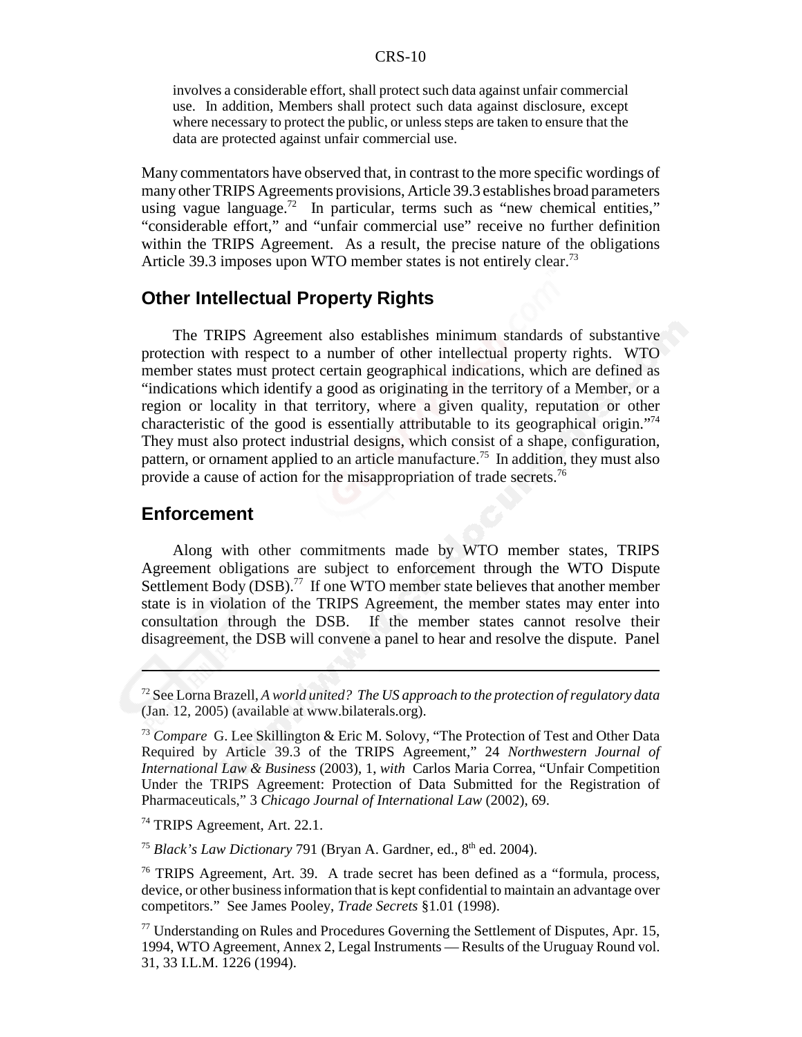> involves a considerable effort, shall protect such data against unfair commercial use. In addition, Members shall protect such data against disclosure, except where necessary to protect the public, or unless steps are taken to ensure that the data are protected against unfair commercial use.

Many commentators have observed that, in contrast to the more specific wordings of many other TRIPS Agreements provisions, Article 39.3 establishes broad parameters using vague language.[72] In particular, terms such as "new chemical entities," "considerable effort," and "unfair commercial use" receive no further definition within the TRIPS Agreement. As a result, the precise nature of the obligations Article 39.3 imposes upon WTO member states is not entirely clear.[73]

## Other Intellectual Property Rights

The TRIPS Agreement also establishes minimum standards of substantive protection with respect to a number of other intellectual property rights. WTO member states must protect certain geographical indications, which are defined as "indications which identify a good as originating in the territory of a Member, or a region or locality in that territory, where a given quality, reputation or other characteristic of the good is essentially attributable to its geographical origin."[74] They must also protect industrial designs, which consist of a shape, configuration, pattern, or ornament applied to an article manufacture.[75] In addition, they must also provide a cause of action for the misappropriation of trade secrets.[76]

## Enforcement

Along with other commitments made by WTO member states, TRIPS Agreement obligations are subject to enforcement through the WTO Dispute Settlement Body (DSB).[77] If one WTO member state believes that another member state is in violation of the TRIPS Agreement, the member states may enter into consultation through the DSB. If the member states cannot resolve their disagreement, the DSB will convene a panel to hear and resolve the dispute. Panel

---

[72] See Lorna Brazell, *A world united? The US approach to the protection of regulatory data* (Jan. 12, 2005) (available at www.bilaterals.org).

[73] *Compare* G. Lee Skillington & Eric M. Solovy, "The Protection of Test and Other Data Required by Article 39.3 of the TRIPS Agreement," 24 *Northwestern Journal of International Law & Business* (2003), 1, *with* Carlos Maria Correa, "Unfair Competition Under the TRIPS Agreement: Protection of Data Submitted for the Registration of Pharmaceuticals," 3 *Chicago Journal of International Law* (2002), 69.

[74] TRIPS Agreement, Art. 22.1.

[75] *Black's Law Dictionary* 791 (Bryan A. Gardner, ed., 8th ed. 2004).

[76] TRIPS Agreement, Art. 39. A trade secret has been defined as a "formula, process, device, or other business information that is kept confidential to maintain an advantage over competitors." See James Pooley, *Trade Secrets* §1.01 (1998).

[77] Understanding on Rules and Procedures Governing the Settlement of Disputes, Apr. 15, 1994, WTO Agreement, Annex 2, Legal Instruments — Results of the Uruguay Round vol. 31, 33 I.L.M. 1226 (1994).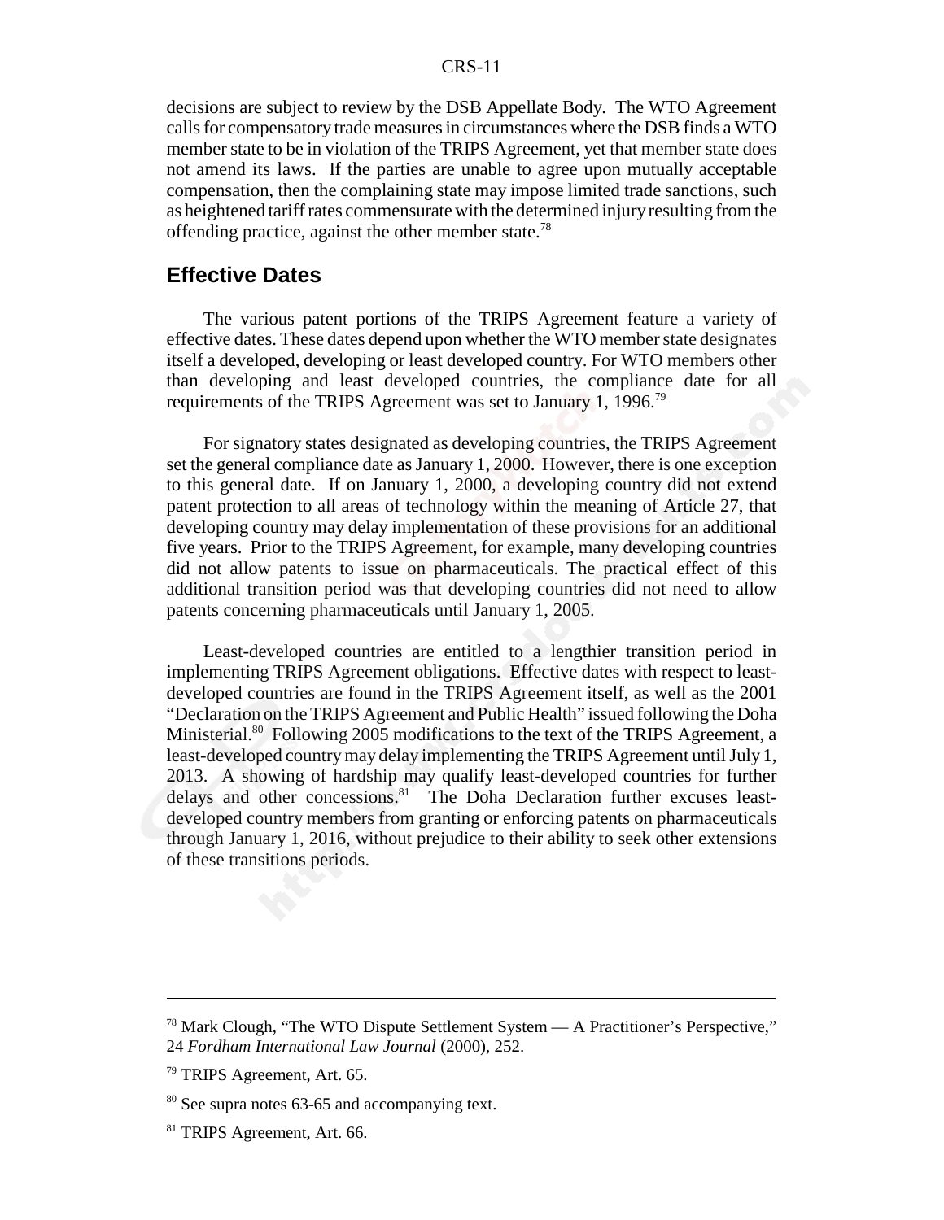decisions are subject to review by the DSB Appellate Body. The WTO Agreement calls for compensatory trade measures in circumstances where the DSB finds a WTO member state to be in violation of the TRIPS Agreement, yet that member state does not amend its laws. If the parties are unable to agree upon mutually acceptable compensation, then the complaining state may impose limited trade sanctions, such as heightened tariff rates commensurate with the determined injury resulting from the offending practice, against the other member state.[78]

## Effective Dates

The various patent portions of the TRIPS Agreement feature a variety of effective dates. These dates depend upon whether the WTO member state designates itself a developed, developing or least developed country. For WTO members other than developing and least developed countries, the compliance date for all requirements of the TRIPS Agreement was set to January 1, 1996.[79]

For signatory states designated as developing countries, the TRIPS Agreement set the general compliance date as January 1, 2000. However, there is one exception to this general date. If on January 1, 2000, a developing country did not extend patent protection to all areas of technology within the meaning of Article 27, that developing country may delay implementation of these provisions for an additional five years. Prior to the TRIPS Agreement, for example, many developing countries did not allow patents to issue on pharmaceuticals. The practical effect of this additional transition period was that developing countries did not need to allow patents concerning pharmaceuticals until January 1, 2005.

Least-developed countries are entitled to a lengthier transition period in implementing TRIPS Agreement obligations. Effective dates with respect to least-developed countries are found in the TRIPS Agreement itself, as well as the 2001 "Declaration on the TRIPS Agreement and Public Health" issued following the Doha Ministerial.[80] Following 2005 modifications to the text of the TRIPS Agreement, a least-developed country may delay implementing the TRIPS Agreement until July 1, 2013. A showing of hardship may qualify least-developed countries for further delays and other concessions.[81] The Doha Declaration further excuses least-developed country members from granting or enforcing patents on pharmaceuticals through January 1, 2016, without prejudice to their ability to seek other extensions of these transitions periods.

---

[78] Mark Clough, "The WTO Dispute Settlement System — A Practitioner's Perspective," 24 *Fordham International Law Journal* (2000), 252.

[79] TRIPS Agreement, Art. 65.

[80] See supra notes 63-65 and accompanying text.

[81] TRIPS Agreement, Art. 66.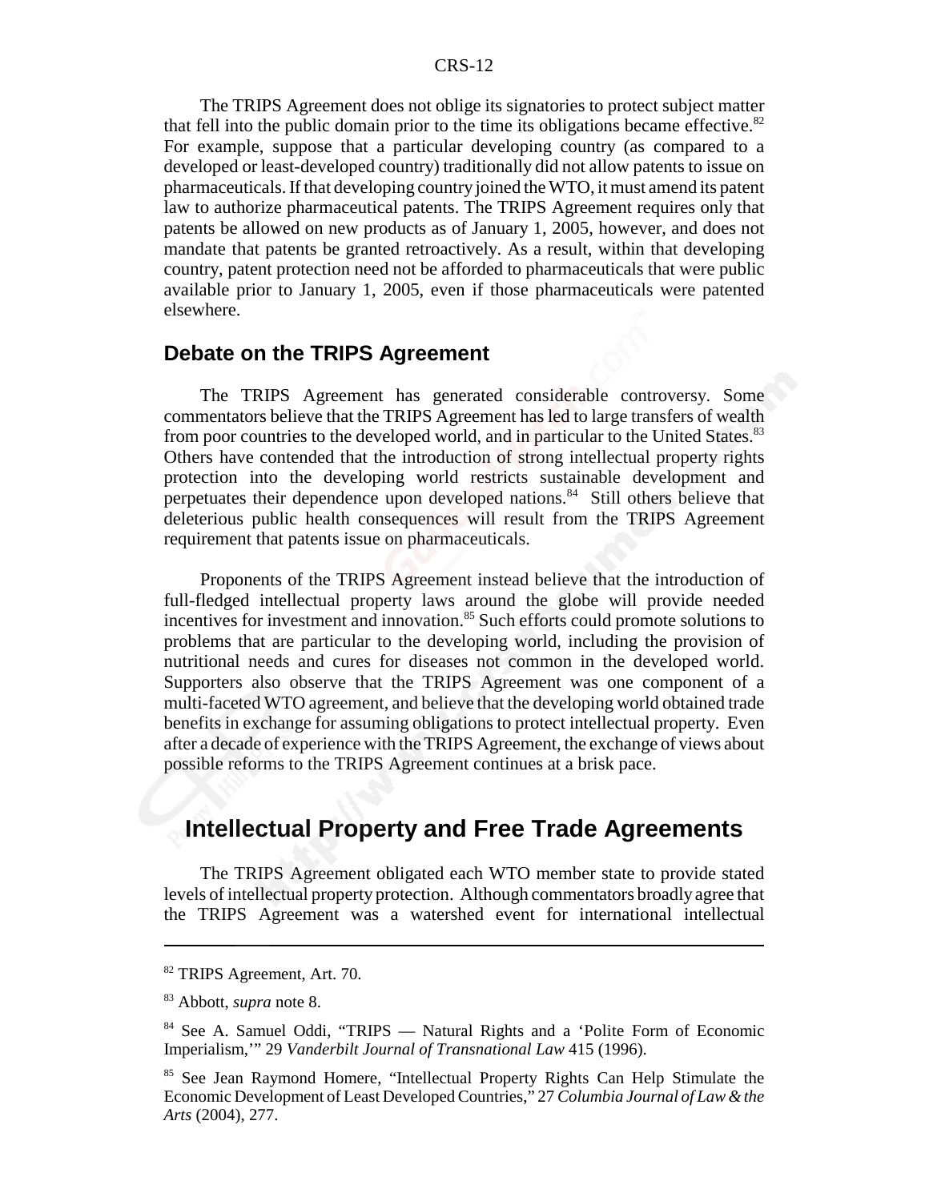The TRIPS Agreement does not oblige its signatories to protect subject matter that fell into the public domain prior to the time its obligations became effective.[82] For example, suppose that a particular developing country (as compared to a developed or least-developed country) traditionally did not allow patents to issue on pharmaceuticals. If that developing country joined the WTO, it must amend its patent law to authorize pharmaceutical patents. The TRIPS Agreement requires only that patents be allowed on new products as of January 1, 2005, however, and does not mandate that patents be granted retroactively. As a result, within that developing country, patent protection need not be afforded to pharmaceuticals that were public available prior to January 1, 2005, even if those pharmaceuticals were patented elsewhere.

### Debate on the TRIPS Agreement

The TRIPS Agreement has generated considerable controversy. Some commentators believe that the TRIPS Agreement has led to large transfers of wealth from poor countries to the developed world, and in particular to the United States.[83] Others have contended that the introduction of strong intellectual property rights protection into the developing world restricts sustainable development and perpetuates their dependence upon developed nations.[84] Still others believe that deleterious public health consequences will result from the TRIPS Agreement requirement that patents issue on pharmaceuticals.

Proponents of the TRIPS Agreement instead believe that the introduction of full-fledged intellectual property laws around the globe will provide needed incentives for investment and innovation.[85] Such efforts could promote solutions to problems that are particular to the developing world, including the provision of nutritional needs and cures for diseases not common in the developed world. Supporters also observe that the TRIPS Agreement was one component of a multi-faceted WTO agreement, and believe that the developing world obtained trade benefits in exchange for assuming obligations to protect intellectual property. Even after a decade of experience with the TRIPS Agreement, the exchange of views about possible reforms to the TRIPS Agreement continues at a brisk pace.

## Intellectual Property and Free Trade Agreements

The TRIPS Agreement obligated each WTO member state to provide stated levels of intellectual property protection. Although commentators broadly agree that the TRIPS Agreement was a watershed event for international intellectual

---

[82] TRIPS Agreement, Art. 70.

[83] Abbott, *supra* note 8.

[84] See A. Samuel Oddi, "TRIPS — Natural Rights and a 'Polite Form of Economic Imperialism,'" 29 *Vanderbilt Journal of Transnational Law* 415 (1996).

[85] See Jean Raymond Homere, "Intellectual Property Rights Can Help Stimulate the Economic Development of Least Developed Countries," 27 *Columbia Journal of Law & the Arts* (2004), 277.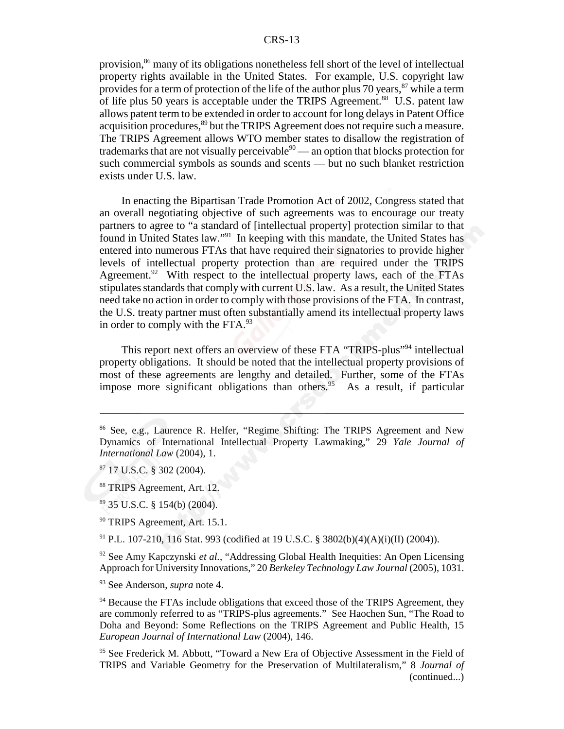provision,[86] many of its obligations nonetheless fell short of the level of intellectual property rights available in the United States. For example, U.S. copyright law provides for a term of protection of the life of the author plus 70 years,[87] while a term of life plus 50 years is acceptable under the TRIPS Agreement.[88] U.S. patent law allows patent term to be extended in order to account for long delays in Patent Office acquisition procedures,[89] but the TRIPS Agreement does not require such a measure. The TRIPS Agreement allows WTO member states to disallow the registration of trademarks that are not visually perceivable[90] — an option that blocks protection for such commercial symbols as sounds and scents — but no such blanket restriction exists under U.S. law.

In enacting the Bipartisan Trade Promotion Act of 2002, Congress stated that an overall negotiating objective of such agreements was to encourage our treaty partners to agree to "a standard of [intellectual property] protection similar to that found in United States law."[91] In keeping with this mandate, the United States has entered into numerous FTAs that have required their signatories to provide higher levels of intellectual property protection than are required under the TRIPS Agreement.[92] With respect to the intellectual property laws, each of the FTAs stipulates standards that comply with current U.S. law. As a result, the United States need take no action in order to comply with those provisions of the FTA. In contrast, the U.S. treaty partner must often substantially amend its intellectual property laws in order to comply with the FTA.[93]

This report next offers an overview of these FTA "TRIPS-plus"[94] intellectual property obligations. It should be noted that the intellectual property provisions of most of these agreements are lengthy and detailed. Further, some of the FTAs impose more significant obligations than others.[95] As a result, if particular

---

[86] See, e.g., Laurence R. Helfer, "Regime Shifting: The TRIPS Agreement and New Dynamics of International Intellectual Property Lawmaking," 29 *Yale Journal of International Law* (2004), 1.

[87] 17 U.S.C. § 302 (2004).

[88] TRIPS Agreement, Art. 12.

[89] 35 U.S.C. § 154(b) (2004).

[90] TRIPS Agreement, Art. 15.1.

[91] P.L. 107-210, 116 Stat. 993 (codified at 19 U.S.C. § 3802(b)(4)(A)(i)(II) (2004)).

[92] See Amy Kapczynski *et al.*, "Addressing Global Health Inequities: An Open Licensing Approach for University Innovations," 20 *Berkeley Technology Law Journal* (2005), 1031.

[93] See Anderson, *supra* note 4.

[94] Because the FTAs include obligations that exceed those of the TRIPS Agreement, they are commonly referred to as "TRIPS-plus agreements." See Haochen Sun, "The Road to Doha and Beyond: Some Reflections on the TRIPS Agreement and Public Health, 15 *European Journal of International Law* (2004), 146.

[95] See Frederick M. Abbott, "Toward a New Era of Objective Assessment in the Field of TRIPS and Variable Geometry for the Preservation of Multilateralism," 8 *Journal of* (continued...)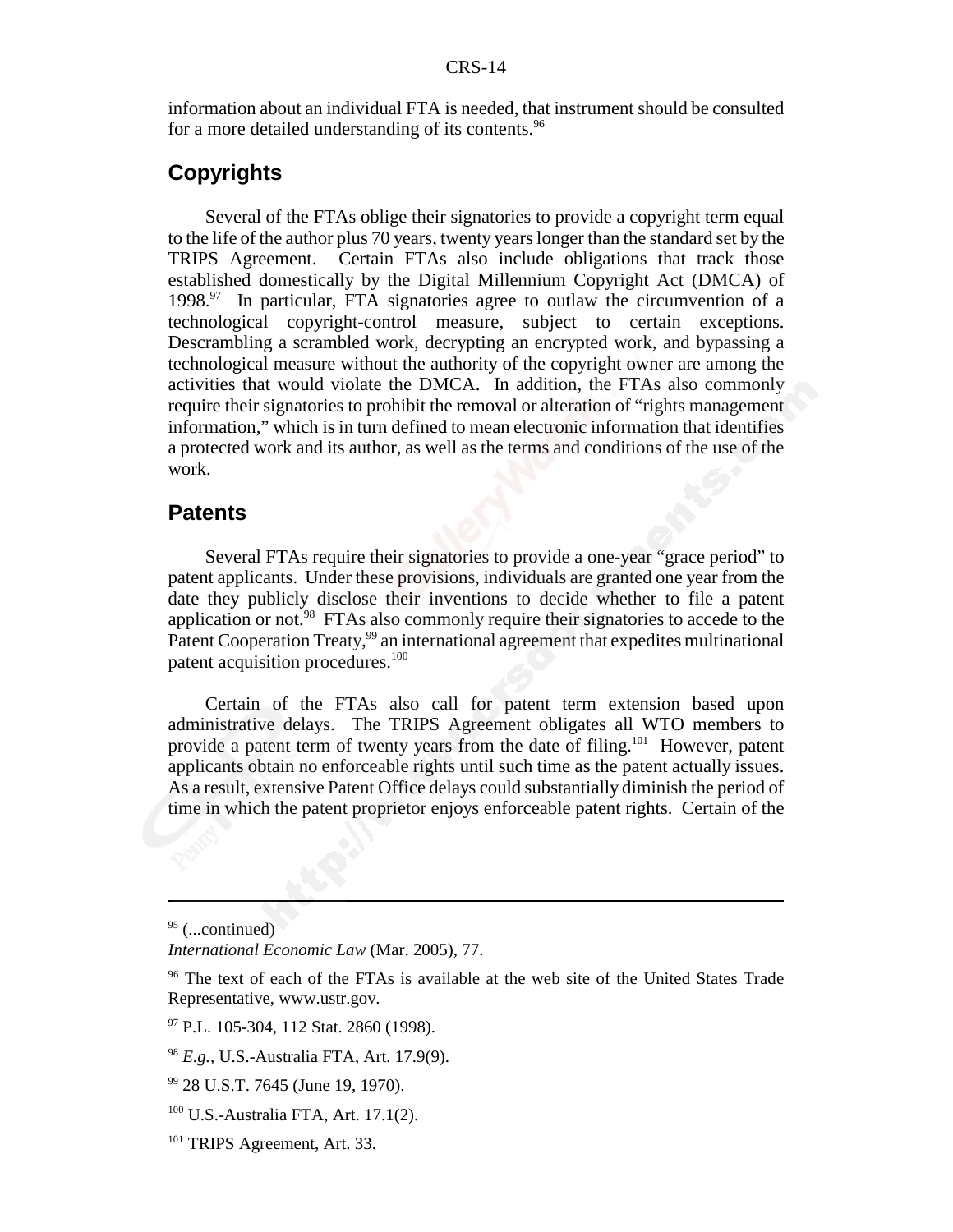information about an individual FTA is needed, that instrument should be consulted for a more detailed understanding of its contents.[96]

## Copyrights

Several of the FTAs oblige their signatories to provide a copyright term equal to the life of the author plus 70 years, twenty years longer than the standard set by the TRIPS Agreement. Certain FTAs also include obligations that track those established domestically by the Digital Millennium Copyright Act (DMCA) of 1998.[97] In particular, FTA signatories agree to outlaw the circumvention of a technological copyright-control measure, subject to certain exceptions. Descrambling a scrambled work, decrypting an encrypted work, and bypassing a technological measure without the authority of the copyright owner are among the activities that would violate the DMCA. In addition, the FTAs also commonly require their signatories to prohibit the removal or alteration of "rights management information," which is in turn defined to mean electronic information that identifies a protected work and its author, as well as the terms and conditions of the use of the work.

## Patents

Several FTAs require their signatories to provide a one-year "grace period" to patent applicants. Under these provisions, individuals are granted one year from the date they publicly disclose their inventions to decide whether to file a patent application or not.[98] FTAs also commonly require their signatories to accede to the Patent Cooperation Treaty,[99] an international agreement that expedites multinational patent acquisition procedures.[100]

Certain of the FTAs also call for patent term extension based upon administrative delays. The TRIPS Agreement obligates all WTO members to provide a patent term of twenty years from the date of filing.[101] However, patent applicants obtain no enforceable rights until such time as the patent actually issues. As a result, extensive Patent Office delays could substantially diminish the period of time in which the patent proprietor enjoys enforceable patent rights. Certain of the

---

[95] (...continued)
*International Economic Law* (Mar. 2005), 77.

[96] The text of each of the FTAs is available at the web site of the United States Trade Representative, www.ustr.gov.

[97] P.L. 105-304, 112 Stat. 2860 (1998).

[98] *E.g.*, U.S.-Australia FTA, Art. 17.9(9).

[99] 28 U.S.T. 7645 (June 19, 1970).

[100] U.S.-Australia FTA, Art. 17.1(2).

[101] TRIPS Agreement, Art. 33.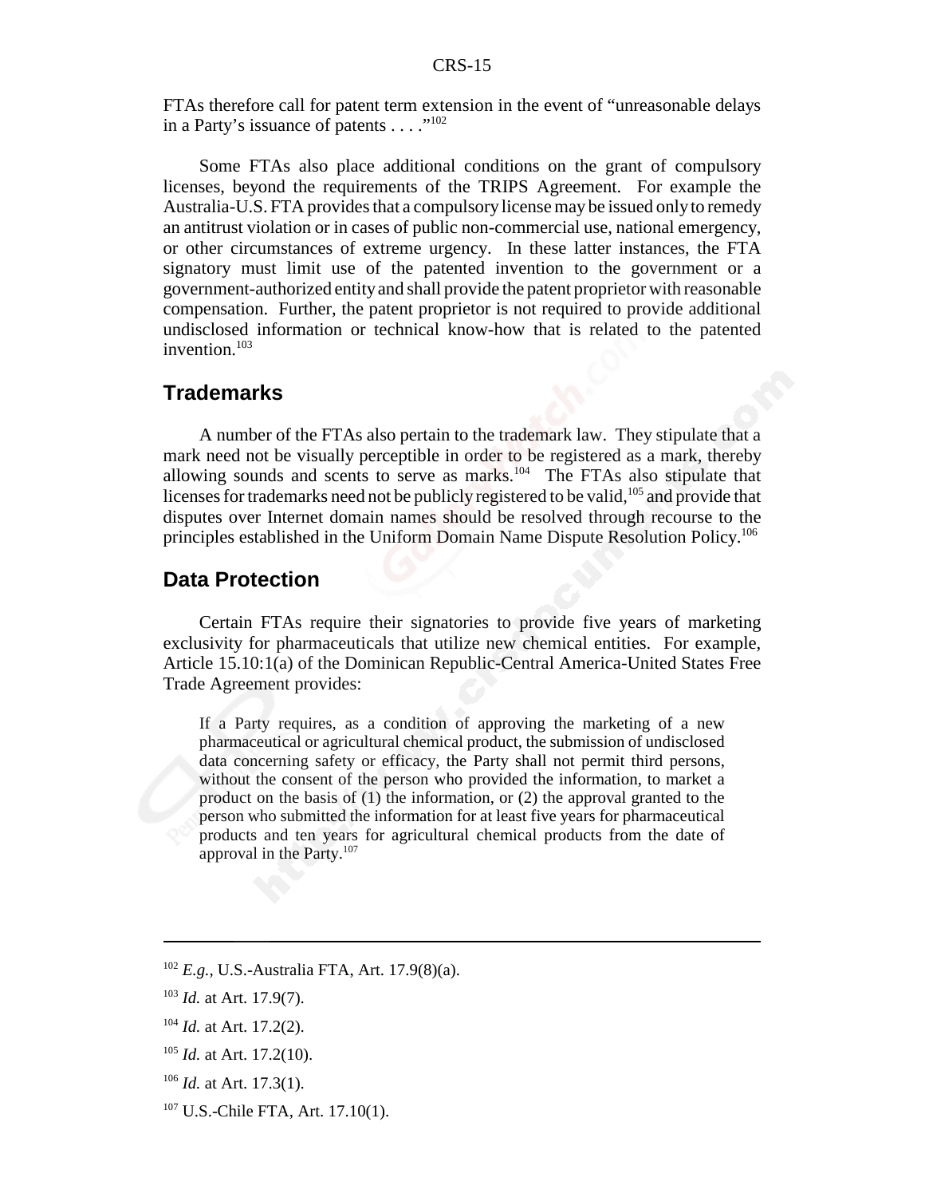FTAs therefore call for patent term extension in the event of "unreasonable delays in a Party's issuance of patents . . . ."[102]

Some FTAs also place additional conditions on the grant of compulsory licenses, beyond the requirements of the TRIPS Agreement. For example the Australia-U.S. FTA provides that a compulsory license may be issued only to remedy an antitrust violation or in cases of public non-commercial use, national emergency, or other circumstances of extreme urgency. In these latter instances, the FTA signatory must limit use of the patented invention to the government or a government-authorized entity and shall provide the patent proprietor with reasonable compensation. Further, the patent proprietor is not required to provide additional undisclosed information or technical know-how that is related to the patented invention.[103]

## Trademarks

A number of the FTAs also pertain to the trademark law. They stipulate that a mark need not be visually perceptible in order to be registered as a mark, thereby allowing sounds and scents to serve as marks.[104] The FTAs also stipulate that licenses for trademarks need not be publicly registered to be valid,[105] and provide that disputes over Internet domain names should be resolved through recourse to the principles established in the Uniform Domain Name Dispute Resolution Policy.[106]

## Data Protection

Certain FTAs require their signatories to provide five years of marketing exclusivity for pharmaceuticals that utilize new chemical entities. For example, Article 15.10:1(a) of the Dominican Republic-Central America-United States Free Trade Agreement provides:

> If a Party requires, as a condition of approving the marketing of a new pharmaceutical or agricultural chemical product, the submission of undisclosed data concerning safety or efficacy, the Party shall not permit third persons, without the consent of the person who provided the information, to market a product on the basis of (1) the information, or (2) the approval granted to the person who submitted the information for at least five years for pharmaceutical products and ten years for agricultural chemical products from the date of approval in the Party.[107]

---

[102] *E.g.*, U.S.-Australia FTA, Art. 17.9(8)(a).

[103] *Id.* at Art. 17.9(7).

[104] *Id.* at Art. 17.2(2).

[105] *Id.* at Art. 17.2(10).

[106] *Id.* at Art. 17.3(1).

[107] U.S.-Chile FTA, Art. 17.10(1).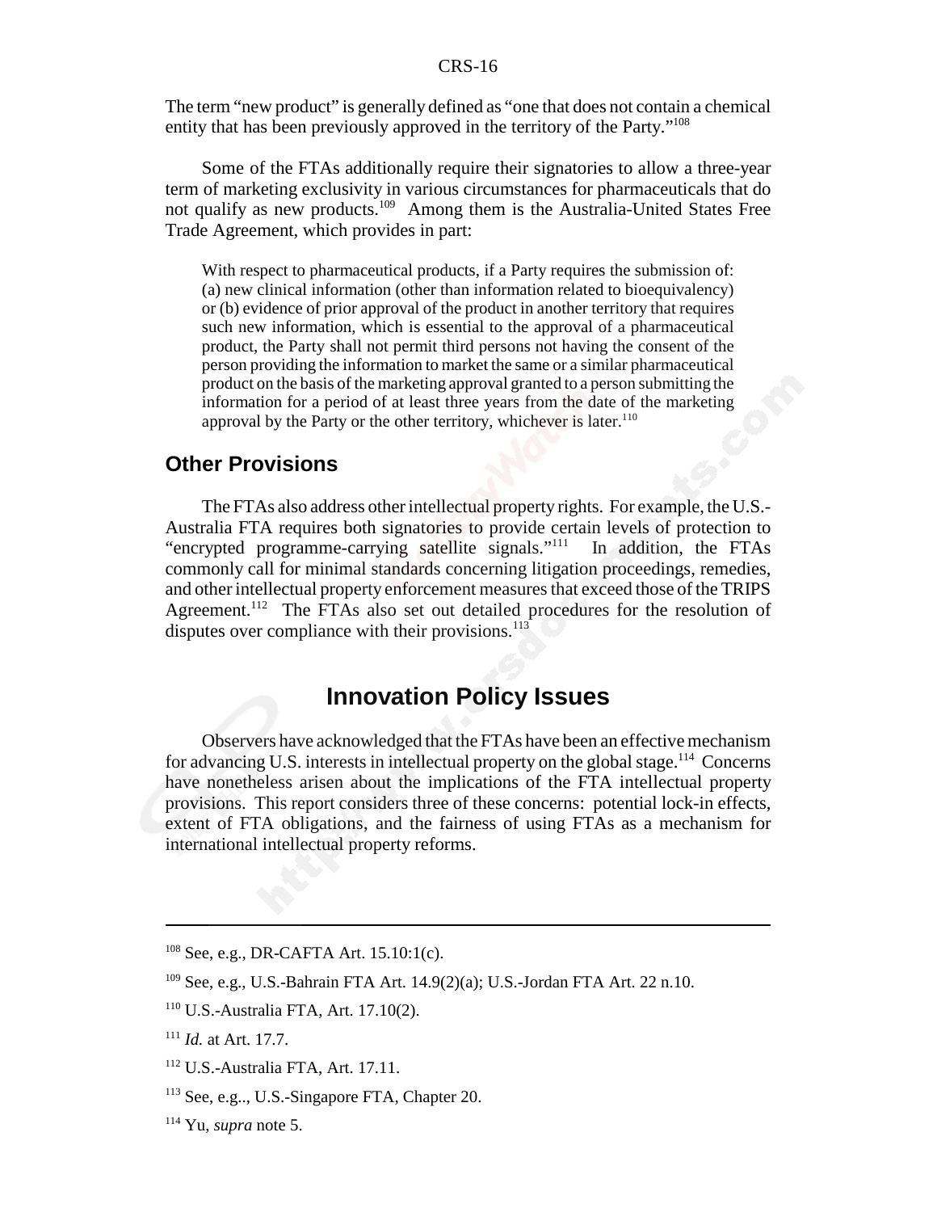The term "new product" is generally defined as "one that does not contain a chemical entity that has been previously approved in the territory of the Party."[108]

Some of the FTAs additionally require their signatories to allow a three-year term of marketing exclusivity in various circumstances for pharmaceuticals that do not qualify as new products.[109] Among them is the Australia-United States Free Trade Agreement, which provides in part:

> With respect to pharmaceutical products, if a Party requires the submission of: (a) new clinical information (other than information related to bioequivalency) or (b) evidence of prior approval of the product in another territory that requires such new information, which is essential to the approval of a pharmaceutical product, the Party shall not permit third persons not having the consent of the person providing the information to market the same or a similar pharmaceutical product on the basis of the marketing approval granted to a person submitting the information for a period of at least three years from the date of the marketing approval by the Party or the other territory, whichever is later.[110]

### Other Provisions

The FTAs also address other intellectual property rights. For example, the U.S.-Australia FTA requires both signatories to provide certain levels of protection to "encrypted programme-carrying satellite signals."[111] In addition, the FTAs commonly call for minimal standards concerning litigation proceedings, remedies, and other intellectual property enforcement measures that exceed those of the TRIPS Agreement.[112] The FTAs also set out detailed procedures for the resolution of disputes over compliance with their provisions.[113]

## Innovation Policy Issues

Observers have acknowledged that the FTAs have been an effective mechanism for advancing U.S. interests in intellectual property on the global stage.[114] Concerns have nonetheless arisen about the implications of the FTA intellectual property provisions. This report considers three of these concerns: potential lock-in effects, extent of FTA obligations, and the fairness of using FTAs as a mechanism for international intellectual property reforms.

---

[108] See, e.g., DR-CAFTA Art. 15.10:1(c).

[109] See, e.g., U.S.-Bahrain FTA Art. 14.9(2)(a); U.S.-Jordan FTA Art. 22 n.10.

[110] U.S.-Australia FTA, Art. 17.10(2).

[111] *Id.* at Art. 17.7.

[112] U.S.-Australia FTA, Art. 17.11.

[113] See, e.g.., U.S.-Singapore FTA, Chapter 20.

[114] Yu, *supra* note 5.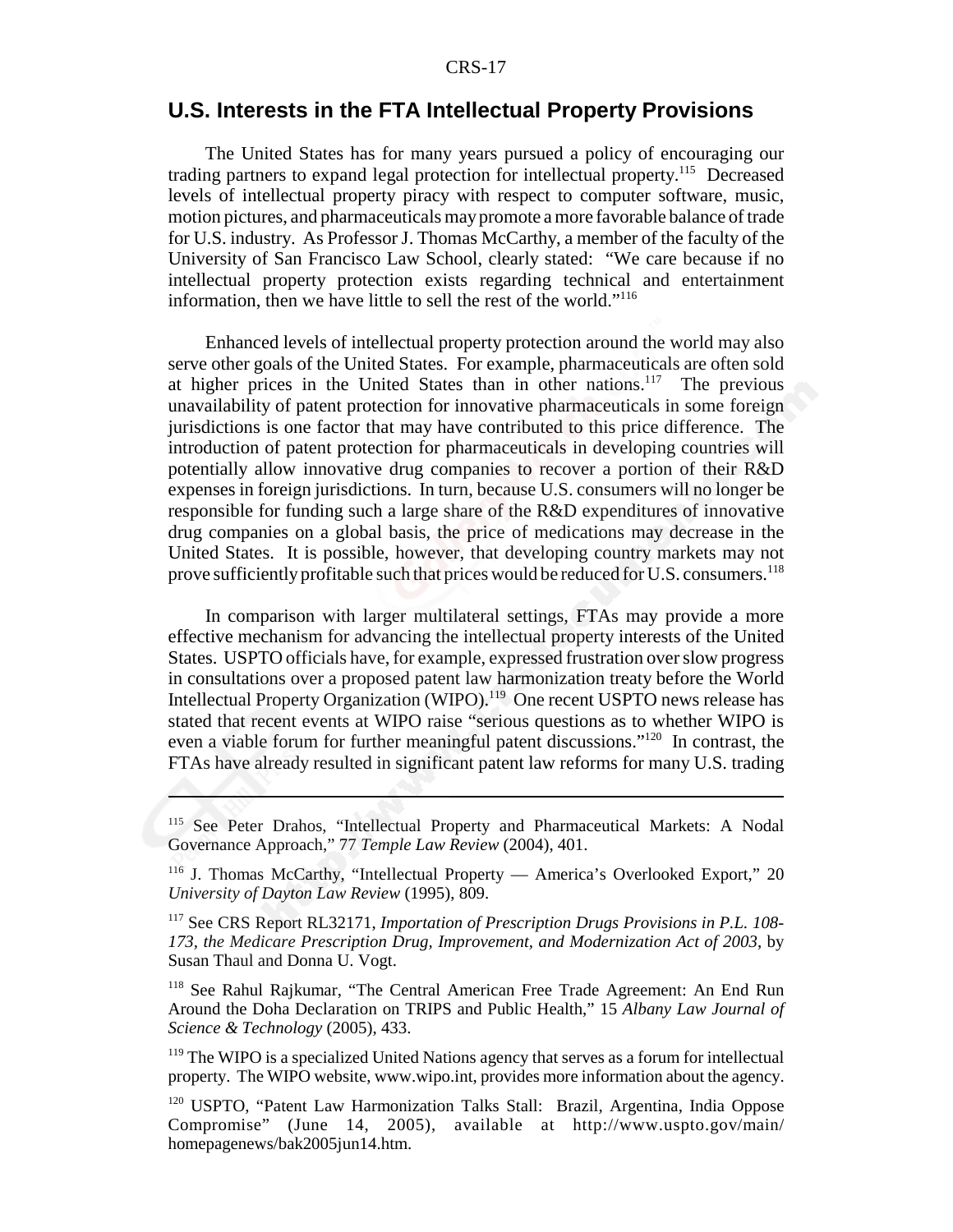## U.S. Interests in the FTA Intellectual Property Provisions

The United States has for many years pursued a policy of encouraging our trading partners to expand legal protection for intellectual property.[115] Decreased levels of intellectual property piracy with respect to computer software, music, motion pictures, and pharmaceuticals may promote a more favorable balance of trade for U.S. industry. As Professor J. Thomas McCarthy, a member of the faculty of the University of San Francisco Law School, clearly stated: "We care because if no intellectual property protection exists regarding technical and entertainment information, then we have little to sell the rest of the world."[116]

Enhanced levels of intellectual property protection around the world may also serve other goals of the United States. For example, pharmaceuticals are often sold at higher prices in the United States than in other nations.[117] The previous unavailability of patent protection for innovative pharmaceuticals in some foreign jurisdictions is one factor that may have contributed to this price difference. The introduction of patent protection for pharmaceuticals in developing countries will potentially allow innovative drug companies to recover a portion of their R&D expenses in foreign jurisdictions. In turn, because U.S. consumers will no longer be responsible for funding such a large share of the R&D expenditures of innovative drug companies on a global basis, the price of medications may decrease in the United States. It is possible, however, that developing country markets may not prove sufficiently profitable such that prices would be reduced for U.S. consumers.[118]

In comparison with larger multilateral settings, FTAs may provide a more effective mechanism for advancing the intellectual property interests of the United States. USPTO officials have, for example, expressed frustration over slow progress in consultations over a proposed patent law harmonization treaty before the World Intellectual Property Organization (WIPO).[119] One recent USPTO news release has stated that recent events at WIPO raise "serious questions as to whether WIPO is even a viable forum for further meaningful patent discussions."[120] In contrast, the FTAs have already resulted in significant patent law reforms for many U.S. trading

---

[115] See Peter Drahos, "Intellectual Property and Pharmaceutical Markets: A Nodal Governance Approach," 77 *Temple Law Review* (2004), 401.

[116] J. Thomas McCarthy, "Intellectual Property — America's Overlooked Export," 20 *University of Dayton Law Review* (1995), 809.

[117] See CRS Report RL32171, *Importation of Prescription Drugs Provisions in P.L. 108-173, the Medicare Prescription Drug, Improvement, and Modernization Act of 2003*, by Susan Thaul and Donna U. Vogt.

[118] See Rahul Rajkumar, "The Central American Free Trade Agreement: An End Run Around the Doha Declaration on TRIPS and Public Health," 15 *Albany Law Journal of Science & Technology* (2005), 433.

[119] The WIPO is a specialized United Nations agency that serves as a forum for intellectual property. The WIPO website, www.wipo.int, provides more information about the agency.

[120] USPTO, "Patent Law Harmonization Talks Stall: Brazil, Argentina, India Oppose Compromise" (June 14, 2005), available at http://www.uspto.gov/main/homepagenews/bak2005jun14.htm.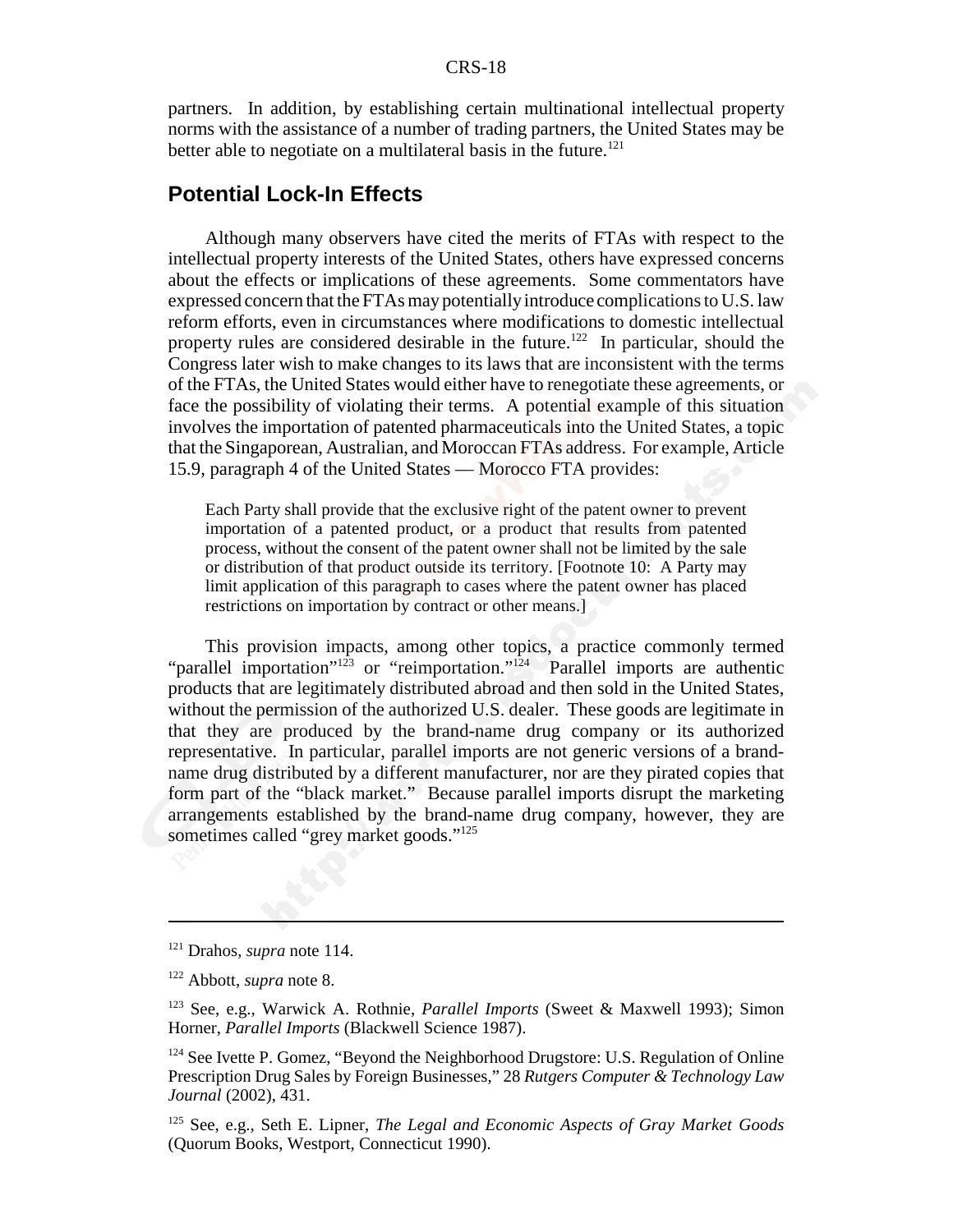partners. In addition, by establishing certain multinational intellectual property norms with the assistance of a number of trading partners, the United States may be better able to negotiate on a multilateral basis in the future.[121]

## Potential Lock-In Effects

Although many observers have cited the merits of FTAs with respect to the intellectual property interests of the United States, others have expressed concerns about the effects or implications of these agreements. Some commentators have expressed concern that the FTAs may potentially introduce complications to U.S. law reform efforts, even in circumstances where modifications to domestic intellectual property rules are considered desirable in the future.[122] In particular, should the Congress later wish to make changes to its laws that are inconsistent with the terms of the FTAs, the United States would either have to renegotiate these agreements, or face the possibility of violating their terms. A potential example of this situation involves the importation of patented pharmaceuticals into the United States, a topic that the Singaporean, Australian, and Moroccan FTAs address. For example, Article 15.9, paragraph 4 of the United States — Morocco FTA provides:

> Each Party shall provide that the exclusive right of the patent owner to prevent importation of a patented product, or a product that results from patented process, without the consent of the patent owner shall not be limited by the sale or distribution of that product outside its territory. [Footnote 10: A Party may limit application of this paragraph to cases where the patent owner has placed restrictions on importation by contract or other means.]

This provision impacts, among other topics, a practice commonly termed "parallel importation"[123] or "reimportation."[124] Parallel imports are authentic products that are legitimately distributed abroad and then sold in the United States, without the permission of the authorized U.S. dealer. These goods are legitimate in that they are produced by the brand-name drug company or its authorized representative. In particular, parallel imports are not generic versions of a brand-name drug distributed by a different manufacturer, nor are they pirated copies that form part of the "black market." Because parallel imports disrupt the marketing arrangements established by the brand-name drug company, however, they are sometimes called "grey market goods."[125]

---

[121] Drahos, *supra* note 114.

[122] Abbott, *supra* note 8.

[123] See, e.g., Warwick A. Rothnie, *Parallel Imports* (Sweet & Maxwell 1993); Simon Horner, *Parallel Imports* (Blackwell Science 1987).

[124] See Ivette P. Gomez, "Beyond the Neighborhood Drugstore: U.S. Regulation of Online Prescription Drug Sales by Foreign Businesses," 28 *Rutgers Computer & Technology Law Journal* (2002), 431.

[125] See, e.g., Seth E. Lipner, *The Legal and Economic Aspects of Gray Market Goods* (Quorum Books, Westport, Connecticut 1990).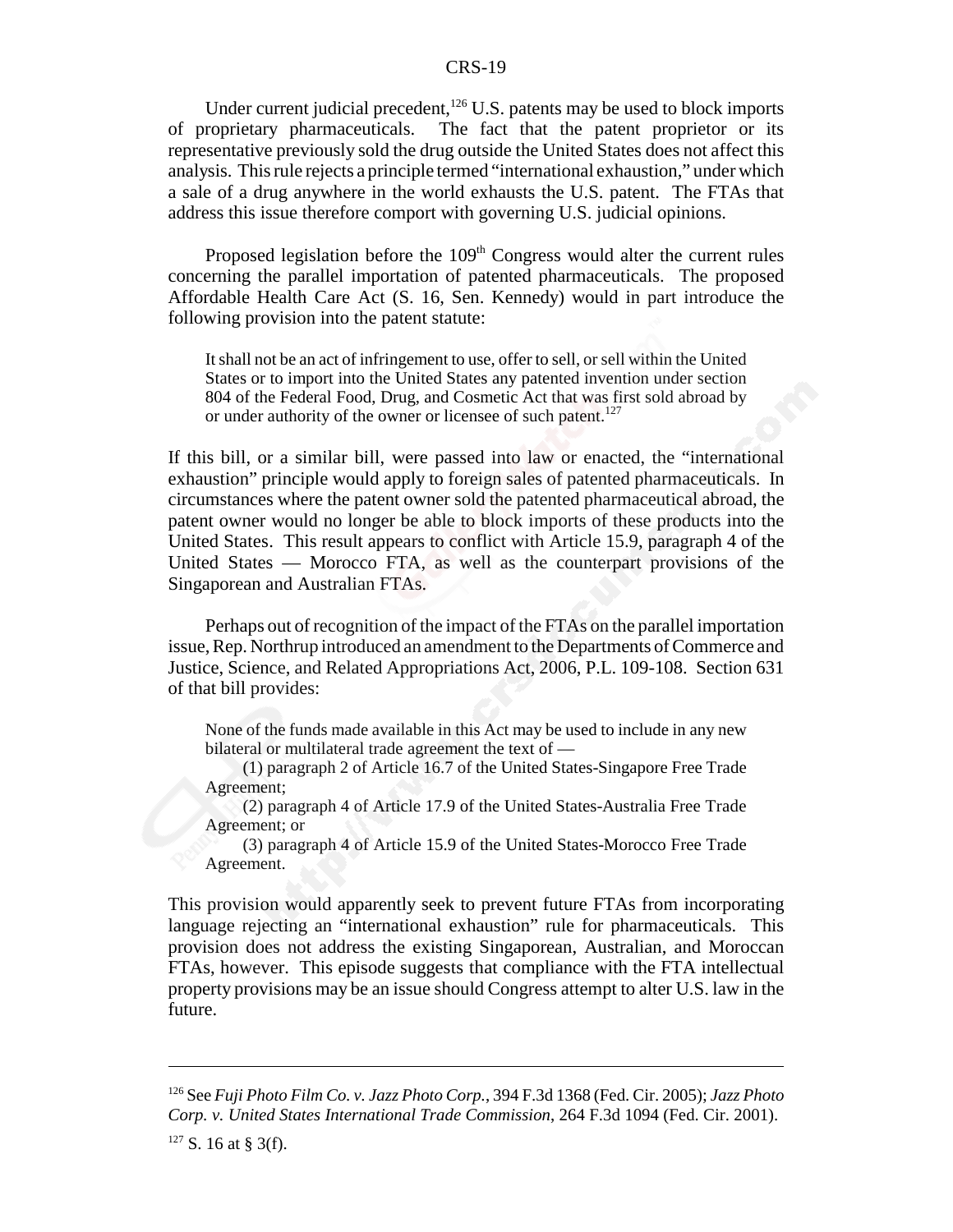Under current judicial precedent,[126] U.S. patents may be used to block imports of proprietary pharmaceuticals. The fact that the patent proprietor or its representative previously sold the drug outside the United States does not affect this analysis. This rule rejects a principle termed "international exhaustion," under which a sale of a drug anywhere in the world exhausts the U.S. patent. The FTAs that address this issue therefore comport with governing U.S. judicial opinions.

Proposed legislation before the 109th Congress would alter the current rules concerning the parallel importation of patented pharmaceuticals. The proposed Affordable Health Care Act (S. 16, Sen. Kennedy) would in part introduce the following provision into the patent statute:

> It shall not be an act of infringement to use, offer to sell, or sell within the United States or to import into the United States any patented invention under section 804 of the Federal Food, Drug, and Cosmetic Act that was first sold abroad by or under authority of the owner or licensee of such patent.[127]

If this bill, or a similar bill, were passed into law or enacted, the "international exhaustion" principle would apply to foreign sales of patented pharmaceuticals. In circumstances where the patent owner sold the patented pharmaceutical abroad, the patent owner would no longer be able to block imports of these products into the United States. This result appears to conflict with Article 15.9, paragraph 4 of the United States — Morocco FTA, as well as the counterpart provisions of the Singaporean and Australian FTAs.

Perhaps out of recognition of the impact of the FTAs on the parallel importation issue, Rep. Northrup introduced an amendment to the Departments of Commerce and Justice, Science, and Related Appropriations Act, 2006, P.L. 109-108. Section 631 of that bill provides:

> None of the funds made available in this Act may be used to include in any new bilateral or multilateral trade agreement the text of —
>
> (1) paragraph 2 of Article 16.7 of the United States-Singapore Free Trade Agreement;
>
> (2) paragraph 4 of Article 17.9 of the United States-Australia Free Trade Agreement; or
>
> (3) paragraph 4 of Article 15.9 of the United States-Morocco Free Trade Agreement.

This provision would apparently seek to prevent future FTAs from incorporating language rejecting an "international exhaustion" rule for pharmaceuticals. This provision does not address the existing Singaporean, Australian, and Moroccan FTAs, however. This episode suggests that compliance with the FTA intellectual property provisions may be an issue should Congress attempt to alter U.S. law in the future.

---

[126] See *Fuji Photo Film Co. v. Jazz Photo Corp.*, 394 F.3d 1368 (Fed. Cir. 2005); *Jazz Photo Corp. v. United States International Trade Commission*, 264 F.3d 1094 (Fed. Cir. 2001).

[127] S. 16 at § 3(f).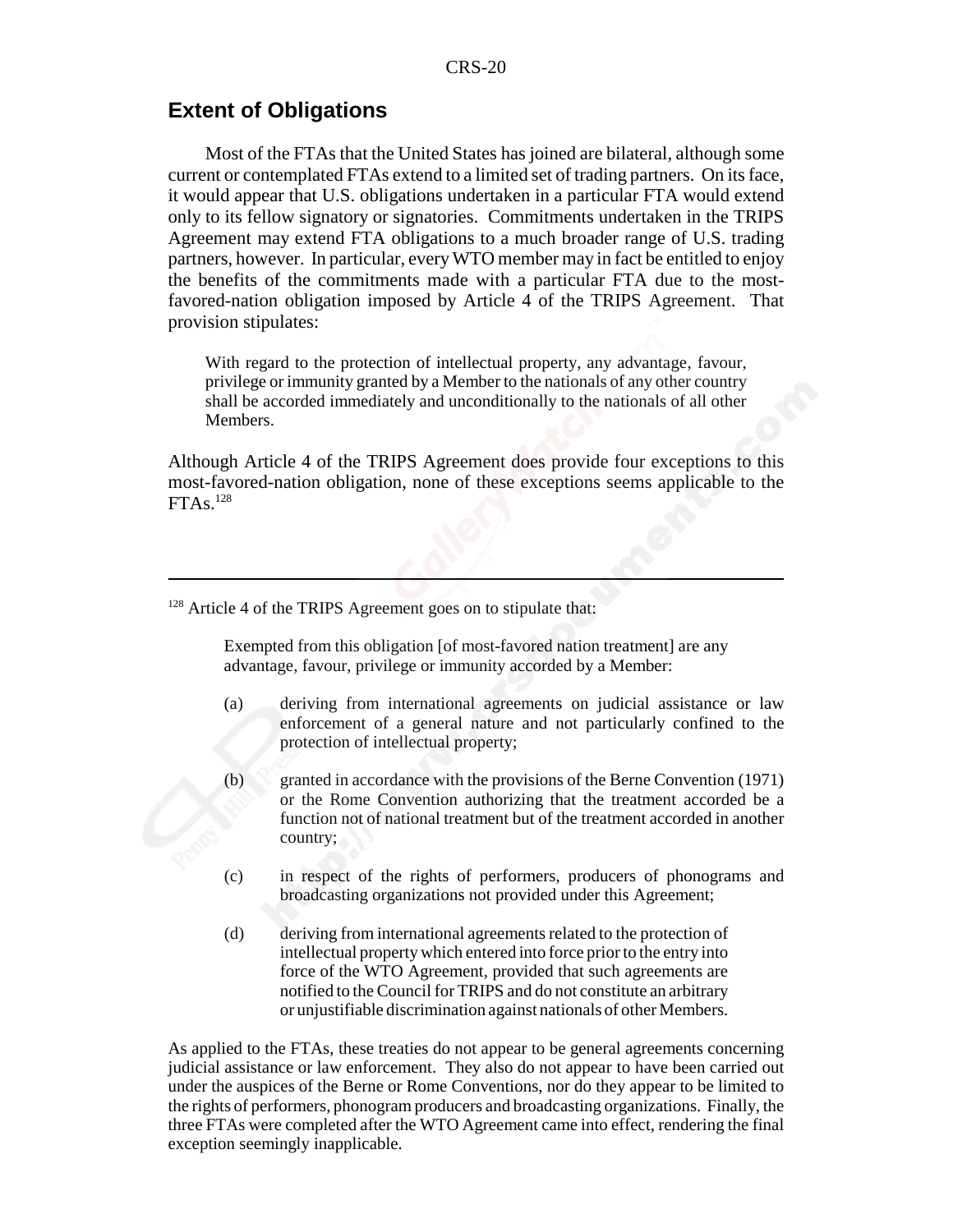## Extent of Obligations

Most of the FTAs that the United States has joined are bilateral, although some current or contemplated FTAs extend to a limited set of trading partners. On its face, it would appear that U.S. obligations undertaken in a particular FTA would extend only to its fellow signatory or signatories. Commitments undertaken in the TRIPS Agreement may extend FTA obligations to a much broader range of U.S. trading partners, however. In particular, every WTO member may in fact be entitled to enjoy the benefits of the commitments made with a particular FTA due to the most-favored-nation obligation imposed by Article 4 of the TRIPS Agreement. That provision stipulates:

> With regard to the protection of intellectual property, any advantage, favour, privilege or immunity granted by a Member to the nationals of any other country shall be accorded immediately and unconditionally to the nationals of all other Members.

Although Article 4 of the TRIPS Agreement does provide four exceptions to this most-favored-nation obligation, none of these exceptions seems applicable to the FTAs.[128]

---

[128] Article 4 of the TRIPS Agreement goes on to stipulate that:

> Exempted from this obligation [of most-favored nation treatment] are any advantage, favour, privilege or immunity accorded by a Member:
>
> (a) deriving from international agreements on judicial assistance or law enforcement of a general nature and not particularly confined to the protection of intellectual property;
>
> (b) granted in accordance with the provisions of the Berne Convention (1971) or the Rome Convention authorizing that the treatment accorded be a function not of national treatment but of the treatment accorded in another country;
>
> (c) in respect of the rights of performers, producers of phonograms and broadcasting organizations not provided under this Agreement;
>
> (d) deriving from international agreements related to the protection of intellectual property which entered into force prior to the entry into force of the WTO Agreement, provided that such agreements are notified to the Council for TRIPS and do not constitute an arbitrary or unjustifiable discrimination against nationals of other Members.

As applied to the FTAs, these treaties do not appear to be general agreements concerning judicial assistance or law enforcement. They also do not appear to have been carried out under the auspices of the Berne or Rome Conventions, nor do they appear to be limited to the rights of performers, phonogram producers and broadcasting organizations. Finally, the three FTAs were completed after the WTO Agreement came into effect, rendering the final exception seemingly inapplicable.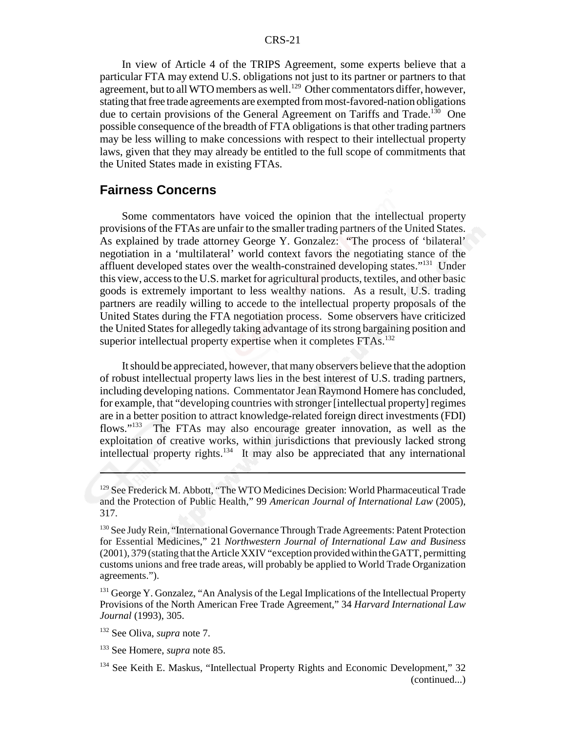In view of Article 4 of the TRIPS Agreement, some experts believe that a particular FTA may extend U.S. obligations not just to its partner or partners to that agreement, but to all WTO members as well.[129] Other commentators differ, however, stating that free trade agreements are exempted from most-favored-nation obligations due to certain provisions of the General Agreement on Tariffs and Trade.[130] One possible consequence of the breadth of FTA obligations is that other trading partners may be less willing to make concessions with respect to their intellectual property laws, given that they may already be entitled to the full scope of commitments that the United States made in existing FTAs.

## Fairness Concerns

Some commentators have voiced the opinion that the intellectual property provisions of the FTAs are unfair to the smaller trading partners of the United States. As explained by trade attorney George Y. Gonzalez: "The process of 'bilateral' negotiation in a 'multilateral' world context favors the negotiating stance of the affluent developed states over the wealth-constrained developing states."[131] Under this view, access to the U.S. market for agricultural products, textiles, and other basic goods is extremely important to less wealthy nations. As a result, U.S. trading partners are readily willing to accede to the intellectual property proposals of the United States during the FTA negotiation process. Some observers have criticized the United States for allegedly taking advantage of its strong bargaining position and superior intellectual property expertise when it completes FTAs.[132]

It should be appreciated, however, that many observers believe that the adoption of robust intellectual property laws lies in the best interest of U.S. trading partners, including developing nations. Commentator Jean Raymond Homere has concluded, for example, that "developing countries with stronger [intellectual property] regimes are in a better position to attract knowledge-related foreign direct investments (FDI) flows."[133] The FTAs may also encourage greater innovation, as well as the exploitation of creative works, within jurisdictions that previously lacked strong intellectual property rights.[134] It may also be appreciated that any international

---

[129] See Frederick M. Abbott, "The WTO Medicines Decision: World Pharmaceutical Trade and the Protection of Public Health," 99 *American Journal of International Law* (2005), 317.

[130] See Judy Rein, "International Governance Through Trade Agreements: Patent Protection for Essential Medicines," 21 *Northwestern Journal of International Law and Business* (2001), 379 (stating that the Article XXIV "exception provided within the GATT, permitting customs unions and free trade areas, will probably be applied to World Trade Organization agreements.").

[131] George Y. Gonzalez, "An Analysis of the Legal Implications of the Intellectual Property Provisions of the North American Free Trade Agreement," 34 *Harvard International Law Journal* (1993), 305.

[132] See Oliva, *supra* note 7.

[133] See Homere, *supra* note 85.

[134] See Keith E. Maskus, "Intellectual Property Rights and Economic Development," 32 (continued...)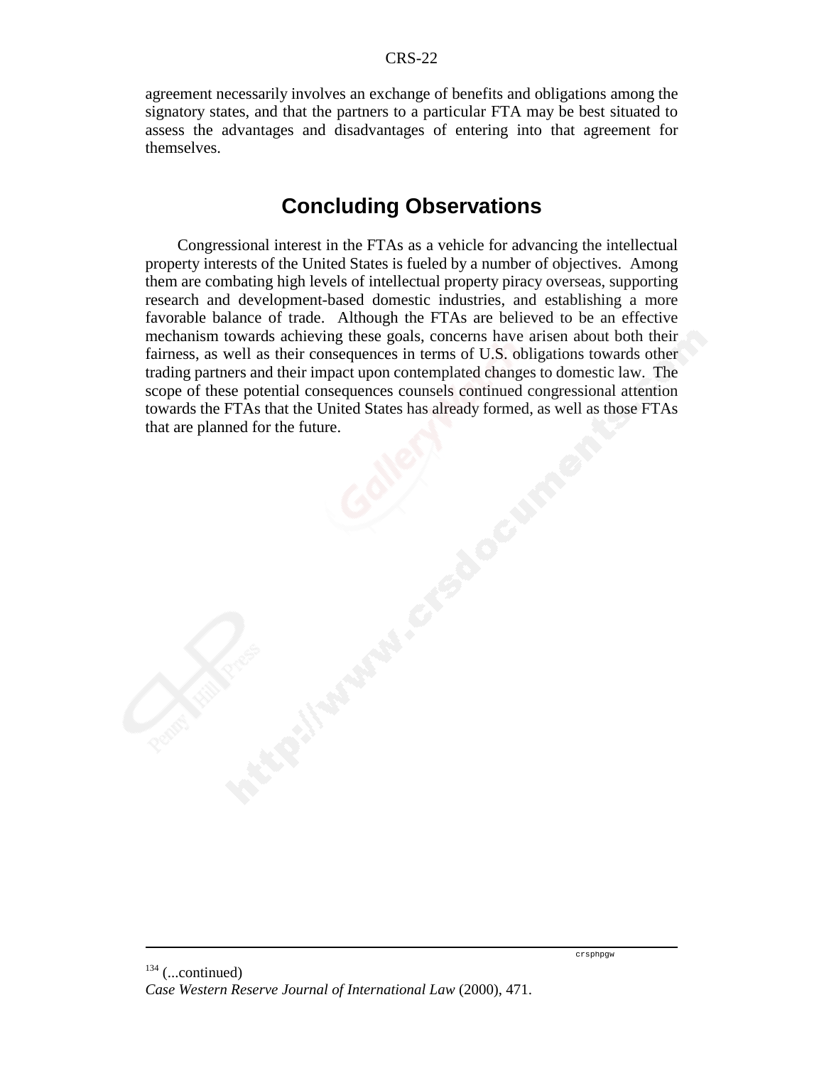agreement necessarily involves an exchange of benefits and obligations among the signatory states, and that the partners to a particular FTA may be best situated to assess the advantages and disadvantages of entering into that agreement for themselves.

## Concluding Observations

Congressional interest in the FTAs as a vehicle for advancing the intellectual property interests of the United States is fueled by a number of objectives. Among them are combating high levels of intellectual property piracy overseas, supporting research and development-based domestic industries, and establishing a more favorable balance of trade. Although the FTAs are believed to be an effective mechanism towards achieving these goals, concerns have arisen about both their fairness, as well as their consequences in terms of U.S. obligations towards other trading partners and their impact upon contemplated changes to domestic law. The scope of these potential consequences counsels continued congressional attention towards the FTAs that the United States has already formed, as well as those FTAs that are planned for the future.

---

[134] (...continued)
*Case Western Reserve Journal of International Law* (2000), 471.